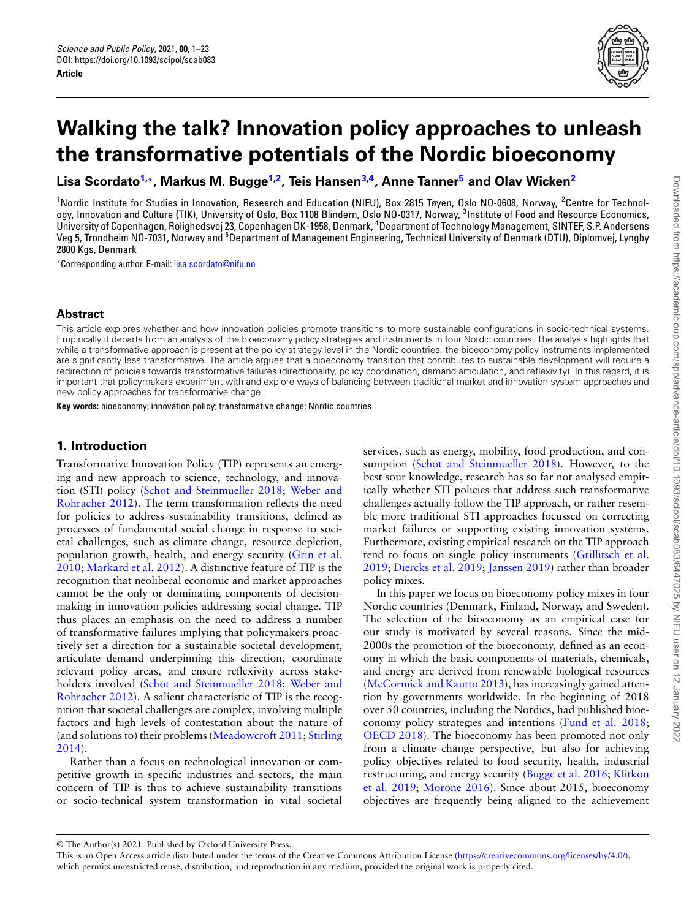Science and Public Policy, 2021, 00, 1–23
DOI: https://doi.org/10.1093/scipol/scab083
**Article**

# Walking the talk? Innovation policy approaches to unleash the transformative potentials of the Nordic bioeconomy

**Lisa Scordato[1,*], Markus M. Bugge[1,2], Teis Hansen[3,4], Anne Tanner[5] and Olav Wicken[2]**

[1]Nordic Institute for Studies in Innovation, Research and Education (NIFU), Box 2815 Tøyen, Oslo NO-0608, Norway, [2]Centre for Technology, Innovation and Culture (TIK), University of Oslo, Box 1108 Blindern, Oslo NO-0317, Norway, [3]Institute of Food and Resource Economics, University of Copenhagen, Rolighedsvej 23, Copenhagen DK-1958, Denmark, [4]Department of Technology Management, SINTEF, S.P. Andersens Veg 5, Trondheim NO-7031, Norway and [5]Department of Management Engineering, Technical University of Denmark (DTU), Diplomvej, Lyngby 2800 Kgs, Denmark

*Corresponding author. E-mail: lisa.scordato@nifu.no

## Abstract

This article explores whether and how innovation policies promote transitions to more sustainable configurations in socio-technical systems. Empirically it departs from an analysis of the bioeconomy policy strategies and instruments in four Nordic countries. The analysis highlights that while a transformative approach is present at the policy strategy level in the Nordic countries, the bioeconomy policy instruments implemented are significantly less transformative. The article argues that a bioeconomy transition that contributes to sustainable development will require a redirection of policies towards transformative failures (directionality, policy coordination, demand articulation, and reflexivity). In this regard, it is important that policymakers experiment with and explore ways of balancing between traditional market and innovation system approaches and new policy approaches for transformative change.

**Key words:** bioeconomy; innovation policy; transformative change; Nordic countries

## 1. Introduction

Transformative Innovation Policy (TIP) represents an emerging and new approach to science, technology, and innovation (STI) policy (Schot and Steinmueller 2018; Weber and Rohracher 2012). The term transformation reflects the need for policies to address sustainability transitions, defined as processes of fundamental social change in response to societal challenges, such as climate change, resource depletion, population growth, health, and energy security (Grin et al. 2010; Markard et al. 2012). A distinctive feature of TIP is the recognition that neoliberal economic and market approaches cannot be the only or dominating components of decision-making in innovation policies addressing social change. TIP thus places an emphasis on the need to address a number of transformative failures implying that policymakers proactively set a direction for a sustainable societal development, articulate demand underpinning this direction, coordinate relevant policy areas, and ensure reflexivity across stakeholders involved (Schot and Steinmueller 2018; Weber and Rohracher 2012). A salient characteristic of TIP is the recognition that societal challenges are complex, involving multiple factors and high levels of contestation about the nature of (and solutions to) their problems (Meadowcroft 2011; Stirling 2014).

Rather than a focus on technological innovation or competitive growth in specific industries and sectors, the main concern of TIP is thus to achieve sustainability transitions or socio-technical system transformation in vital societal services, such as energy, mobility, food production, and consumption (Schot and Steinmueller 2018). However, to the best sour knowledge, research has so far not analysed empirically whether STI policies that address such transformative challenges actually follow the TIP approach, or rather resemble more traditional STI approaches focussed on correcting market failures or supporting existing innovation systems. Furthermore, existing empirical research on the TIP approach tend to focus on single policy instruments (Grillitsch et al. 2019; Diercks et al. 2019; Janssen 2019) rather than broader policy mixes.

In this paper we focus on bioeconomy policy mixes in four Nordic countries (Denmark, Finland, Norway, and Sweden). The selection of the bioeconomy as an empirical case for our study is motivated by several reasons. Since the mid-2000s the promotion of the bioeconomy, defined as an economy in which the basic components of materials, chemicals, and energy are derived from renewable biological resources (McCormick and Kautto 2013), has increasingly gained attention by governments worldwide. In the beginning of 2018 over 50 countries, including the Nordics, had published bioeconomy policy strategies and intentions (Fund et al. 2018; OECD 2018). The bioeconomy has been promoted not only from a climate change perspective, but also for achieving policy objectives related to food security, health, industrial restructuring, and energy security (Bugge et al. 2016; Klitkou et al. 2019; Morone 2016). Since about 2015, bioeconomy objectives are frequently being aligned to the achievement

© The Author(s) 2021. Published by Oxford University Press.
This is an Open Access article distributed under the terms of the Creative Commons Attribution License (https://creativecommons.org/licenses/by/4.0/), which permits unrestricted reuse, distribution, and reproduction in any medium, provided the original work is properly cited.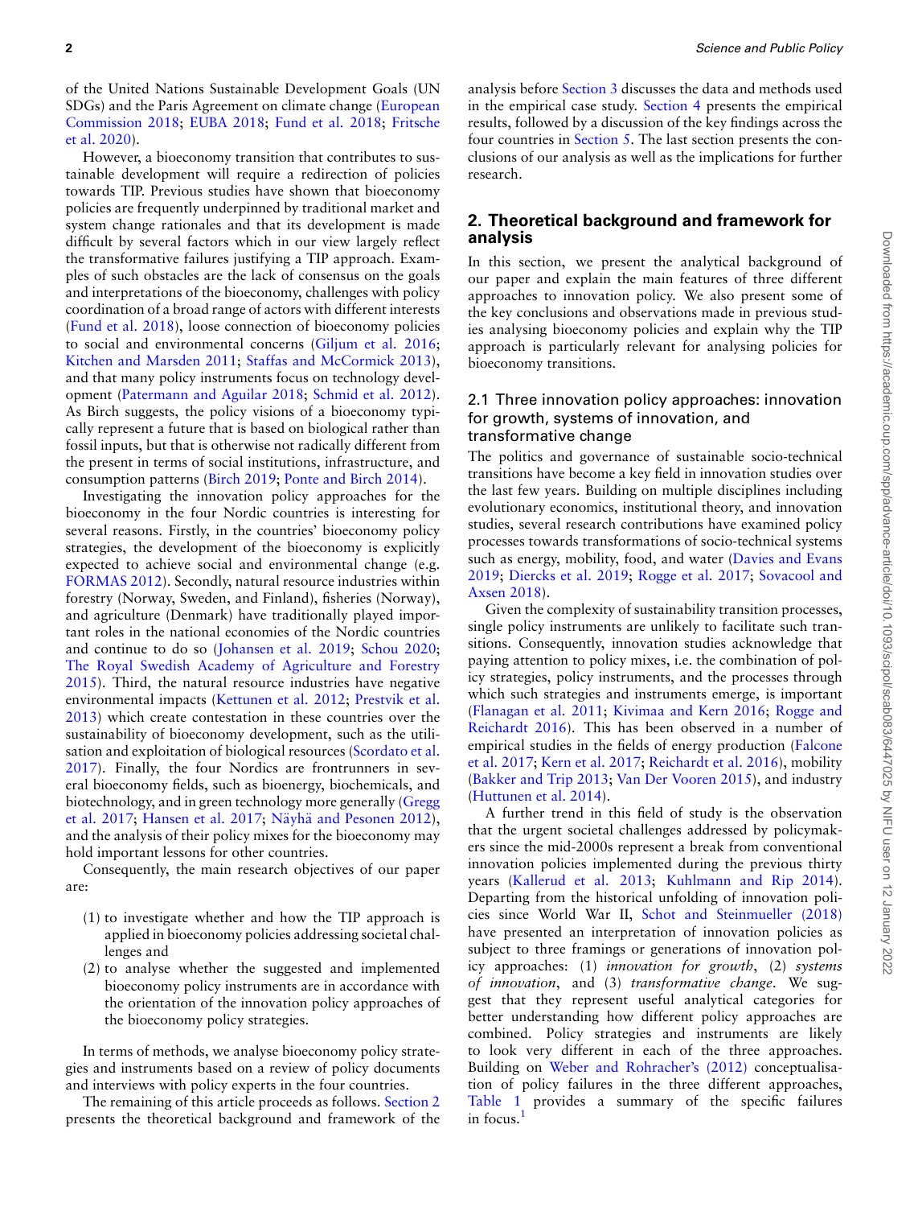of the United Nations Sustainable Development Goals (UN SDGs) and the Paris Agreement on climate change (European Commission 2018; EUBA 2018; Fund et al. 2018; Fritsche et al. 2020).

However, a bioeconomy transition that contributes to sustainable development will require a redirection of policies towards TIP. Previous studies have shown that bioeconomy policies are frequently underpinned by traditional market and system change rationales and that its development is made difficult by several factors which in our view largely reflect the transformative failures justifying a TIP approach. Examples of such obstacles are the lack of consensus on the goals and interpretations of the bioeconomy, challenges with policy coordination of a broad range of actors with different interests (Fund et al. 2018), loose connection of bioeconomy policies to social and environmental concerns (Giljum et al. 2016; Kitchen and Marsden 2011; Staffas and McCormick 2013), and that many policy instruments focus on technology development (Patermann and Aguilar 2018; Schmid et al. 2012). As Birch suggests, the policy visions of a bioeconomy typically represent a future that is based on biological rather than fossil inputs, but that is otherwise not radically different from the present in terms of social institutions, infrastructure, and consumption patterns (Birch 2019; Ponte and Birch 2014).

Investigating the innovation policy approaches for the bioeconomy in the four Nordic countries is interesting for several reasons. Firstly, in the countries' bioeconomy policy strategies, the development of the bioeconomy is explicitly expected to achieve social and environmental change (e.g. FORMAS 2012). Secondly, natural resource industries within forestry (Norway, Sweden, and Finland), fisheries (Norway), and agriculture (Denmark) have traditionally played important roles in the national economies of the Nordic countries and continue to do so (Johansen et al. 2019; Schou 2020; The Royal Swedish Academy of Agriculture and Forestry 2015). Third, the natural resource industries have negative environmental impacts (Kettunen et al. 2012; Prestvik et al. 2013) which create contestation in these countries over the sustainability of bioeconomy development, such as the utilisation and exploitation of biological resources (Scordato et al. 2017). Finally, the four Nordics are frontrunners in several bioeconomy fields, such as bioenergy, biochemicals, and biotechnology, and in green technology more generally (Gregg et al. 2017; Hansen et al. 2017; Näyhä and Pesonen 2012), and the analysis of their policy mixes for the bioeconomy may hold important lessons for other countries.

Consequently, the main research objectives of our paper are:

(1) to investigate whether and how the TIP approach is applied in bioeconomy policies addressing societal challenges and
(2) to analyse whether the suggested and implemented bioeconomy policy instruments are in accordance with the orientation of the innovation policy approaches of the bioeconomy policy strategies.

In terms of methods, we analyse bioeconomy policy strategies and instruments based on a review of policy documents and interviews with policy experts in the four countries.

The remaining of this article proceeds as follows. Section 2 presents the theoretical background and framework of the analysis before Section 3 discusses the data and methods used in the empirical case study. Section 4 presents the empirical results, followed by a discussion of the key findings across the four countries in Section 5. The last section presents the conclusions of our analysis as well as the implications for further research.

## 2. Theoretical background and framework for analysis

In this section, we present the analytical background of our paper and explain the main features of three different approaches to innovation policy. We also present some of the key conclusions and observations made in previous studies analysing bioeconomy policies and explain why the TIP approach is particularly relevant for analysing policies for bioeconomy transitions.

### 2.1 Three innovation policy approaches: innovation for growth, systems of innovation, and transformative change

The politics and governance of sustainable socio-technical transitions have become a key field in innovation studies over the last few years. Building on multiple disciplines including evolutionary economics, institutional theory, and innovation studies, several research contributions have examined policy processes towards transformations of socio-technical systems such as energy, mobility, food, and water (Davies and Evans 2019; Diercks et al. 2019; Rogge et al. 2017; Sovacool and Axsen 2018).

Given the complexity of sustainability transition processes, single policy instruments are unlikely to facilitate such transitions. Consequently, innovation studies acknowledge that paying attention to policy mixes, i.e. the combination of policy strategies, policy instruments, and the processes through which such strategies and instruments emerge, is important (Flanagan et al. 2011; Kivimaa and Kern 2016; Rogge and Reichardt 2016). This has been observed in a number of empirical studies in the fields of energy production (Falcone et al. 2017; Kern et al. 2017; Reichardt et al. 2016), mobility (Bakker and Trip 2013; Van Der Vooren 2015), and industry (Huttunen et al. 2014).

A further trend in this field of study is the observation that the urgent societal challenges addressed by policymakers since the mid-2000s represent a break from conventional innovation policies implemented during the previous thirty years (Kallerud et al. 2013; Kuhlmann and Rip 2014). Departing from the historical unfolding of innovation policies since World War II, Schot and Steinmueller (2018) have presented an interpretation of innovation policies as subject to three framings or generations of innovation policy approaches: (1) *innovation for growth*, (2) *systems of innovation*, and (3) *transformative change*. We suggest that they represent useful analytical categories for better understanding how different policy approaches are combined. Policy strategies and instruments are likely to look very different in each of the three approaches. Building on Weber and Rohracher's (2012) conceptualisation of policy failures in the three different approaches, Table 1 provides a summary of the specific failures in focus.[1]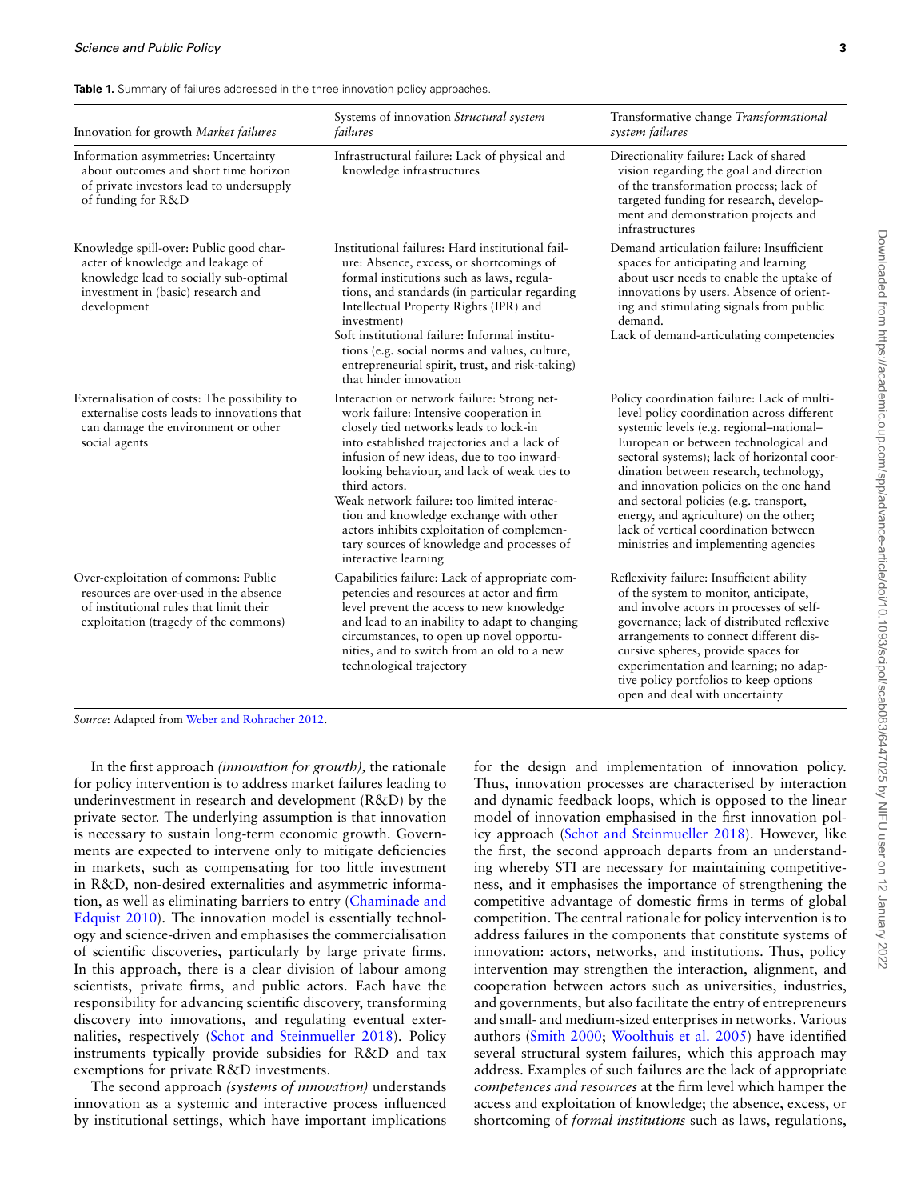**Table 1.** Summary of failures addressed in the three innovation policy approaches.

| Innovation for growth *Market failures* | Systems of innovation *Structural system failures* | Transformative change *Transformational system failures* |
|---|---|---|
| Information asymmetries: Uncertainty about outcomes and short time horizon of private investors lead to undersupply of funding for R&D | Infrastructural failure: Lack of physical and knowledge infrastructures | Directionality failure: Lack of shared vision regarding the goal and direction of the transformation process; lack of targeted funding for research, development and demonstration projects and infrastructures |
| Knowledge spill-over: Public good character of knowledge and leakage of knowledge lead to socially sub-optimal investment in (basic) research and development | Institutional failures: Hard institutional failure: Absence, excess, or shortcomings of formal institutions such as laws, regulations, and standards (in particular regarding Intellectual Property Rights (IPR) and investment)<br>Soft institutional failure: Informal institutions (e.g. social norms and values, culture, entrepreneurial spirit, trust, and risk-taking) that hinder innovation | Demand articulation failure: Insufficient spaces for anticipating and learning about user needs to enable the uptake of innovations by users. Absence of orienting and stimulating signals from public demand.<br>Lack of demand-articulating competencies |
| Externalisation of costs: The possibility to externalise costs leads to innovations that can damage the environment or other social agents | Interaction or network failure: Strong network failure: Intensive cooperation in closely tied networks leads to lock-in into established trajectories and a lack of infusion of new ideas, due to too inward-looking behaviour, and lack of weak ties to third actors.<br>Weak network failure: too limited interaction and knowledge exchange with other actors inhibits exploitation of complementary sources of knowledge and processes of interactive learning | Policy coordination failure: Lack of multi-level policy coordination across different systemic levels (e.g. regional–national–European or between technological and sectoral systems); lack of horizontal coordination between research, technology, and innovation policies on the one hand and sectoral policies (e.g. transport, energy, and agriculture) on the other; lack of vertical coordination between ministries and implementing agencies |
| Over-exploitation of commons: Public resources are over-used in the absence of institutional rules that limit their exploitation (tragedy of the commons) | Capabilities failure: Lack of appropriate competencies and resources at actor and firm level prevent the access to new knowledge and lead to an inability to adapt to changing circumstances, to open up novel opportunities, and to switch from an old to a new technological trajectory | Reflexivity failure: Insufficient ability of the system to monitor, anticipate, and involve actors in processes of self-governance; lack of distributed reflexive arrangements to connect different discursive spheres, provide spaces for experimentation and learning; no adaptive policy portfolios to keep options open and deal with uncertainty |

*Source*: Adapted from Weber and Rohracher 2012.

In the first approach *(innovation for growth),* the rationale for policy intervention is to address market failures leading to underinvestment in research and development (R&D) by the private sector. The underlying assumption is that innovation is necessary to sustain long-term economic growth. Governments are expected to intervene only to mitigate deficiencies in markets, such as compensating for too little investment in R&D, non-desired externalities and asymmetric information, as well as eliminating barriers to entry (Chaminade and Edquist 2010). The innovation model is essentially technology and science-driven and emphasises the commercialisation of scientific discoveries, particularly by large private firms. In this approach, there is a clear division of labour among scientists, private firms, and public actors. Each have the responsibility for advancing scientific discovery, transforming discovery into innovations, and regulating eventual externalities, respectively (Schot and Steinmueller 2018). Policy instruments typically provide subsidies for R&D and tax exemptions for private R&D investments.

The second approach *(systems of innovation)* understands innovation as a systemic and interactive process influenced by institutional settings, which have important implications for the design and implementation of innovation policy. Thus, innovation processes are characterised by interaction and dynamic feedback loops, which is opposed to the linear model of innovation emphasised in the first innovation policy approach (Schot and Steinmueller 2018). However, like the first, the second approach departs from an understanding whereby STI are necessary for maintaining competitiveness, and it emphasises the importance of strengthening the competitive advantage of domestic firms in terms of global competition. The central rationale for policy intervention is to address failures in the components that constitute systems of innovation: actors, networks, and institutions. Thus, policy intervention may strengthen the interaction, alignment, and cooperation between actors such as universities, industries, and governments, but also facilitate the entry of entrepreneurs and small- and medium-sized enterprises in networks. Various authors (Smith 2000; Woolthuis et al. 2005) have identified several structural system failures, which this approach may address. Examples of such failures are the lack of appropriate *competences and resources* at the firm level which hamper the access and exploitation of knowledge; the absence, excess, or shortcoming of *formal institutions* such as laws, regulations,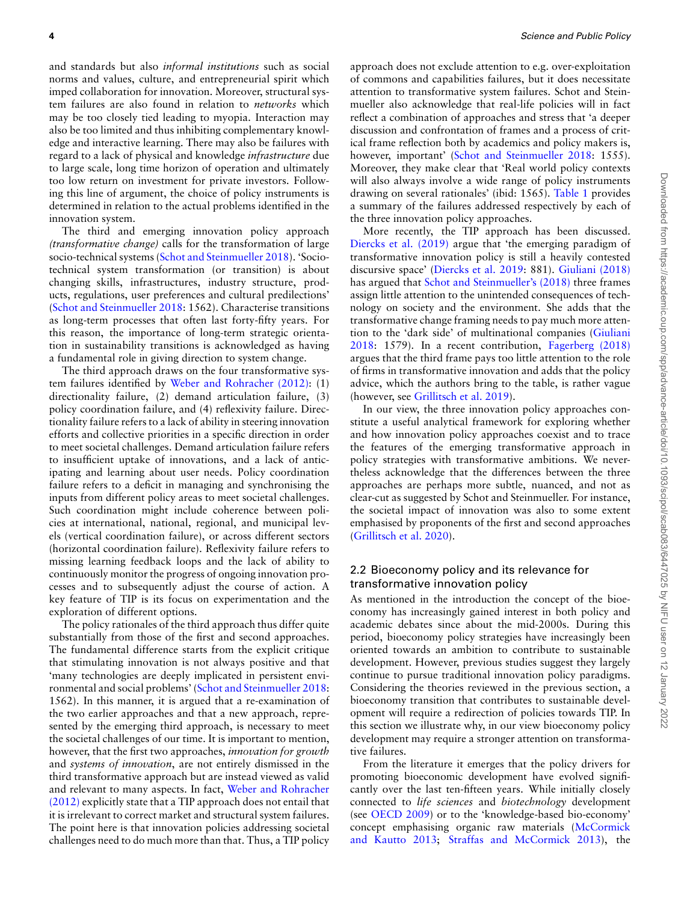and standards but also *informal institutions* such as social norms and values, culture, and entrepreneurial spirit which imped collaboration for innovation. Moreover, structural system failures are also found in relation to *networks* which may be too closely tied leading to myopia. Interaction may also be too limited and thus inhibiting complementary knowledge and interactive learning. There may also be failures with regard to a lack of physical and knowledge *infrastructure* due to large scale, long time horizon of operation and ultimately too low return on investment for private investors. Following this line of argument, the choice of policy instruments is determined in relation to the actual problems identified in the innovation system.

The third and emerging innovation policy approach *(transformative change)* calls for the transformation of large socio-technical systems (Schot and Steinmueller 2018). 'Socio-technical system transformation (or transition) is about changing skills, infrastructures, industry structure, products, regulations, user preferences and cultural predilections' (Schot and Steinmueller 2018: 1562). Characterise transitions as long-term processes that often last forty-fifty years. For this reason, the importance of long-term strategic orientation in sustainability transitions is acknowledged as having a fundamental role in giving direction to system change.

The third approach draws on the four transformative system failures identified by Weber and Rohracher (2012): (1) directionality failure, (2) demand articulation failure, (3) policy coordination failure, and (4) reflexivity failure. Directionality failure refers to a lack of ability in steering innovation efforts and collective priorities in a specific direction in order to meet societal challenges. Demand articulation failure refers to insufficient uptake of innovations, and a lack of anticipating and learning about user needs. Policy coordination failure refers to a deficit in managing and synchronising the inputs from different policy areas to meet societal challenges. Such coordination might include coherence between policies at international, national, regional, and municipal levels (vertical coordination failure), or across different sectors (horizontal coordination failure). Reflexivity failure refers to missing learning feedback loops and the lack of ability to continuously monitor the progress of ongoing innovation processes and to subsequently adjust the course of action. A key feature of TIP is its focus on experimentation and the exploration of different options.

The policy rationales of the third approach thus differ quite substantially from those of the first and second approaches. The fundamental difference starts from the explicit critique that stimulating innovation is not always positive and that 'many technologies are deeply implicated in persistent environmental and social problems' (Schot and Steinmueller 2018: 1562). In this manner, it is argued that a re-examination of the two earlier approaches and that a new approach, represented by the emerging third approach, is necessary to meet the societal challenges of our time. It is important to mention, however, that the first two approaches, *innovation for growth* and *systems of innovation*, are not entirely dismissed in the third transformative approach but are instead viewed as valid and relevant to many aspects. In fact, Weber and Rohracher (2012) explicitly state that a TIP approach does not entail that it is irrelevant to correct market and structural system failures. The point here is that innovation policies addressing societal challenges need to do much more than that. Thus, a TIP policy approach does not exclude attention to e.g. over-exploitation of commons and capabilities failures, but it does necessitate attention to transformative system failures. Schot and Steinmueller also acknowledge that real-life policies will in fact reflect a combination of approaches and stress that 'a deeper discussion and confrontation of frames and a process of critical frame reflection both by academics and policy makers is, however, important' (Schot and Steinmueller 2018: 1555). Moreover, they make clear that 'Real world policy contexts will also always involve a wide range of policy instruments drawing on several rationales' (ibid: 1565). Table 1 provides a summary of the failures addressed respectively by each of the three innovation policy approaches.

More recently, the TIP approach has been discussed. Diercks et al. (2019) argue that 'the emerging paradigm of transformative innovation policy is still a heavily contested discursive space' (Diercks et al. 2019: 881). Giuliani (2018) has argued that Schot and Steinmueller's (2018) three frames assign little attention to the unintended consequences of technology on society and the environment. She adds that the transformative change framing needs to pay much more attention to the 'dark side' of multinational companies (Giuliani 2018: 1579). In a recent contribution, Fagerberg (2018) argues that the third frame pays too little attention to the role of firms in transformative innovation and adds that the policy advice, which the authors bring to the table, is rather vague (however, see Grillitsch et al. 2019).

In our view, the three innovation policy approaches constitute a useful analytical framework for exploring whether and how innovation policy approaches coexist and to trace the features of the emerging transformative approach in policy strategies with transformative ambitions. We nevertheless acknowledge that the differences between the three approaches are perhaps more subtle, nuanced, and not as clear-cut as suggested by Schot and Steinmueller. For instance, the societal impact of innovation was also to some extent emphasised by proponents of the first and second approaches (Grillitsch et al. 2020).

## 2.2 Bioeconomy policy and its relevance for transformative innovation policy

As mentioned in the introduction the concept of the bioeconomy has increasingly gained interest in both policy and academic debates since about the mid-2000s. During this period, bioeconomy policy strategies have increasingly been oriented towards an ambition to contribute to sustainable development. However, previous studies suggest they largely continue to pursue traditional innovation policy paradigms. Considering the theories reviewed in the previous section, a bioeconomy transition that contributes to sustainable development will require a redirection of policies towards TIP. In this section we illustrate why, in our view bioeconomy policy development may require a stronger attention on transformative failures.

From the literature it emerges that the policy drivers for promoting bioeconomic development have evolved significantly over the last ten-fifteen years. While initially closely connected to *life sciences* and *biotechnology* development (see OECD 2009) or to the 'knowledge-based bio-economy' concept emphasising organic raw materials (McCormick and Kautto 2013; Straffas and McCormick 2013), the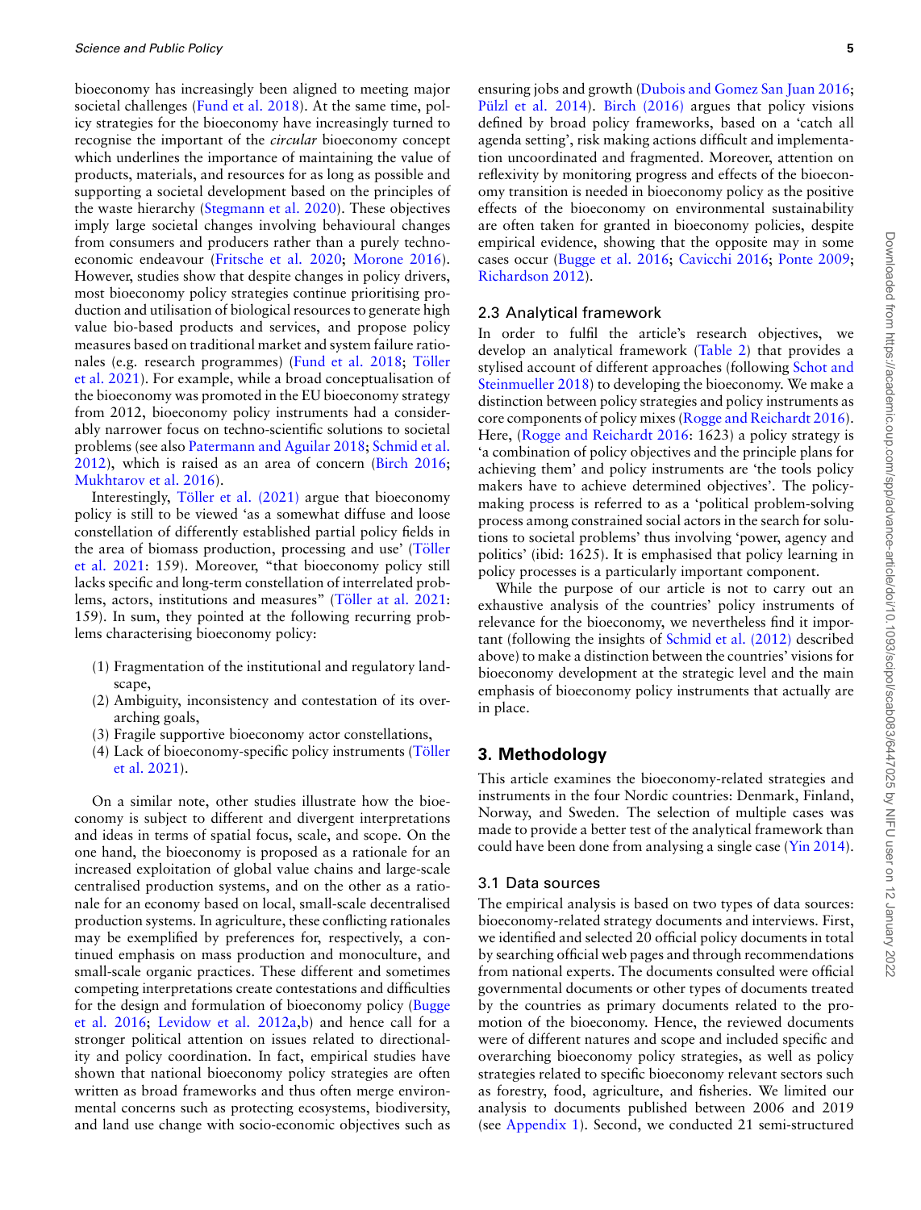bioeconomy has increasingly been aligned to meeting major societal challenges (Fund et al. 2018). At the same time, policy strategies for the bioeconomy have increasingly turned to recognise the important of the *circular* bioeconomy concept which underlines the importance of maintaining the value of products, materials, and resources for as long as possible and supporting a societal development based on the principles of the waste hierarchy (Stegmann et al. 2020). These objectives imply large societal changes involving behavioural changes from consumers and producers rather than a purely techno-economic endeavour (Fritsche et al. 2020; Morone 2016). However, studies show that despite changes in policy drivers, most bioeconomy policy strategies continue prioritising production and utilisation of biological resources to generate high value bio-based products and services, and propose policy measures based on traditional market and system failure rationales (e.g. research programmes) (Fund et al. 2018; Töller et al. 2021). For example, while a broad conceptualisation of the bioeconomy was promoted in the EU bioeconomy strategy from 2012, bioeconomy policy instruments had a considerably narrower focus on techno-scientific solutions to societal problems (see also Patermann and Aguilar 2018; Schmid et al. 2012), which is raised as an area of concern (Birch 2016; Mukhtarov et al. 2016).

Interestingly, Töller et al. (2021) argue that bioeconomy policy is still to be viewed 'as a somewhat diffuse and loose constellation of differently established partial policy fields in the area of biomass production, processing and use' (Töller et al. 2021: 159). Moreover, "that bioeconomy policy still lacks specific and long-term constellation of interrelated problems, actors, institutions and measures" (Töller at al. 2021: 159). In sum, they pointed at the following recurring problems characterising bioeconomy policy:

1. Fragmentation of the institutional and regulatory landscape,
2. Ambiguity, inconsistency and contestation of its overarching goals,
3. Fragile supportive bioeconomy actor constellations,
4. Lack of bioeconomy-specific policy instruments (Töller et al. 2021).

On a similar note, other studies illustrate how the bioeconomy is subject to different and divergent interpretations and ideas in terms of spatial focus, scale, and scope. On the one hand, the bioeconomy is proposed as a rationale for an increased exploitation of global value chains and large-scale centralised production systems, and on the other as a rationale for an economy based on local, small-scale decentralised production systems. In agriculture, these conflicting rationales may be exemplified by preferences for, respectively, a continued emphasis on mass production and monoculture, and small-scale organic practices. These different and sometimes competing interpretations create contestations and difficulties for the design and formulation of bioeconomy policy (Bugge et al. 2016; Levidow et al. 2012a,b) and hence call for a stronger political attention on issues related to directionality and policy coordination. In fact, empirical studies have shown that national bioeconomy policy strategies are often written as broad frameworks and thus often merge environmental concerns such as protecting ecosystems, biodiversity, and land use change with socio-economic objectives such as ensuring jobs and growth (Dubois and Gomez San Juan 2016; Pülzl et al. 2014). Birch (2016) argues that policy visions defined by broad policy frameworks, based on a 'catch all agenda setting', risk making actions difficult and implementation uncoordinated and fragmented. Moreover, attention on reflexivity by monitoring progress and effects of the bioeconomy transition is needed in bioeconomy policy as the positive effects of the bioeconomy on environmental sustainability are often taken for granted in bioeconomy policies, despite empirical evidence, showing that the opposite may in some cases occur (Bugge et al. 2016; Cavicchi 2016; Ponte 2009; Richardson 2012).

### 2.3 Analytical framework

In order to fulfil the article's research objectives, we develop an analytical framework (Table 2) that provides a stylised account of different approaches (following Schot and Steinmueller 2018) to developing the bioeconomy. We make a distinction between policy strategies and policy instruments as core components of policy mixes (Rogge and Reichardt 2016). Here, (Rogge and Reichardt 2016: 1623) a policy strategy is 'a combination of policy objectives and the principle plans for achieving them' and policy instruments are 'the tools policy makers have to achieve determined objectives'. The policy-making process is referred to as a 'political problem-solving process among constrained social actors in the search for solutions to societal problems' thus involving 'power, agency and politics' (ibid: 1625). It is emphasised that policy learning in policy processes is a particularly important component.

While the purpose of our article is not to carry out an exhaustive analysis of the countries' policy instruments of relevance for the bioeconomy, we nevertheless find it important (following the insights of Schmid et al. (2012) described above) to make a distinction between the countries' visions for bioeconomy development at the strategic level and the main emphasis of bioeconomy policy instruments that actually are in place.

## 3. Methodology

This article examines the bioeconomy-related strategies and instruments in the four Nordic countries: Denmark, Finland, Norway, and Sweden. The selection of multiple cases was made to provide a better test of the analytical framework than could have been done from analysing a single case (Yin 2014).

### 3.1 Data sources

The empirical analysis is based on two types of data sources: bioeconomy-related strategy documents and interviews. First, we identified and selected 20 official policy documents in total by searching official web pages and through recommendations from national experts. The documents consulted were official governmental documents or other types of documents treated by the countries as primary documents related to the promotion of the bioeconomy. Hence, the reviewed documents were of different natures and scope and included specific and overarching bioeconomy policy strategies, as well as policy strategies related to specific bioeconomy relevant sectors such as forestry, food, agriculture, and fisheries. We limited our analysis to documents published between 2006 and 2019 (see Appendix 1). Second, we conducted 21 semi-structured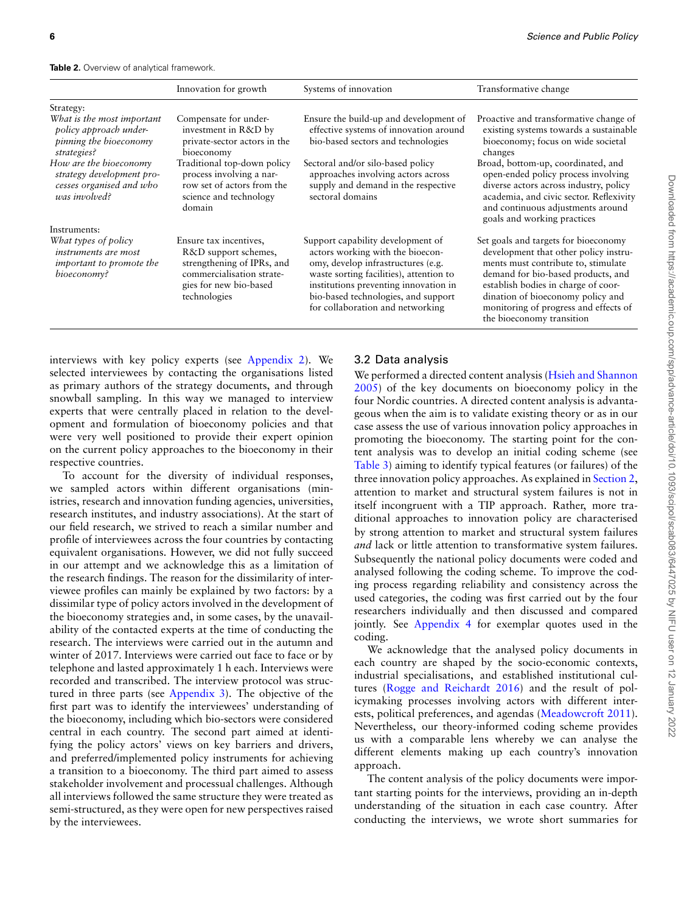**Table 2.** Overview of analytical framework.

| | Innovation for growth | Systems of innovation | Transformative change |
|---|---|---|---|
| Strategy: | | | |
| *What is the most important policy approach underpinning the bioeconomy strategies?* | Compensate for underinvestment in R&D by private-sector actors in the bioeconomy | Ensure the build-up and development of effective systems of innovation around bio-based sectors and technologies | Proactive and transformative change of existing systems towards a sustainable bioeconomy; focus on wide societal changes |
| *How are the bioeconomy strategy development processes organised and who was involved?* | Traditional top-down policy process involving a narrow set of actors from the science and technology domain | Sectoral and/or silo-based policy approaches involving actors across supply and demand in the respective sectoral domains | Broad, bottom-up, coordinated, and open-ended policy process involving diverse actors across industry, policy academia, and civic sector. Reflexivity and continuous adjustments around goals and working practices |
| Instruments: | | | |
| *What types of policy instruments are most important to promote the bioeconomy?* | Ensure tax incentives, R&D support schemes, strengthening of IPRs, and commercialisation strategies for new bio-based technologies | Support capability development of actors working with the bioeconomy, develop infrastructures (e.g. waste sorting facilities), attention to institutions preventing innovation in bio-based technologies, and support for collaboration and networking | Set goals and targets for bioeconomy development that other policy instruments must contribute to, stimulate demand for bio-based products, and establish bodies in charge of coordination of bioeconomy policy and monitoring of progress and effects of the bioeconomy transition |

interviews with key policy experts (see Appendix 2). We selected interviewees by contacting the organisations listed as primary authors of the strategy documents, and through snowball sampling. In this way we managed to interview experts that were centrally placed in relation to the development and formulation of bioeconomy policies and that were very well positioned to provide their expert opinion on the current policy approaches to the bioeconomy in their respective countries.

To account for the diversity of individual responses, we sampled actors within different organisations (ministries, research and innovation funding agencies, universities, research institutes, and industry associations). At the start of our field research, we strived to reach a similar number and profile of interviewees across the four countries by contacting equivalent organisations. However, we did not fully succeed in our attempt and we acknowledge this as a limitation of the research findings. The reason for the dissimilarity of interviewee profiles can mainly be explained by two factors: by a dissimilar type of policy actors involved in the development of the bioeconomy strategies and, in some cases, by the unavailability of the contacted experts at the time of conducting the research. The interviews were carried out in the autumn and winter of 2017. Interviews were carried out face to face or by telephone and lasted approximately 1 h each. Interviews were recorded and transcribed. The interview protocol was structured in three parts (see Appendix 3). The objective of the first part was to identify the interviewees' understanding of the bioeconomy, including which bio-sectors were considered central in each country. The second part aimed at identifying the policy actors' views on key barriers and drivers, and preferred/implemented policy instruments for achieving a transition to a bioeconomy. The third part aimed to assess stakeholder involvement and processual challenges. Although all interviews followed the same structure they were treated as semi-structured, as they were open for new perspectives raised by the interviewees.

## 3.2 Data analysis

We performed a directed content analysis (Hsieh and Shannon 2005) of the key documents on bioeconomy policy in the four Nordic countries. A directed content analysis is advantageous when the aim is to validate existing theory or as in our case assess the use of various innovation policy approaches in promoting the bioeconomy. The starting point for the content analysis was to develop an initial coding scheme (see Table 3) aiming to identify typical features (or failures) of the three innovation policy approaches. As explained in Section 2, attention to market and structural system failures is not in itself incongruent with a TIP approach. Rather, more traditional approaches to innovation policy are characterised by strong attention to market and structural system failures *and* lack or little attention to transformative system failures. Subsequently the national policy documents were coded and analysed following the coding scheme. To improve the coding process regarding reliability and consistency across the used categories, the coding was first carried out by the four researchers individually and then discussed and compared jointly. See Appendix 4 for exemplar quotes used in the coding.

We acknowledge that the analysed policy documents in each country are shaped by the socio-economic contexts, industrial specialisations, and established institutional cultures (Rogge and Reichardt 2016) and the result of policymaking processes involving actors with different interests, political preferences, and agendas (Meadowcroft 2011). Nevertheless, our theory-informed coding scheme provides us with a comparable lens whereby we can analyse the different elements making up each country's innovation approach.

The content analysis of the policy documents were important starting points for the interviews, providing an in-depth understanding of the situation in each case country. After conducting the interviews, we wrote short summaries for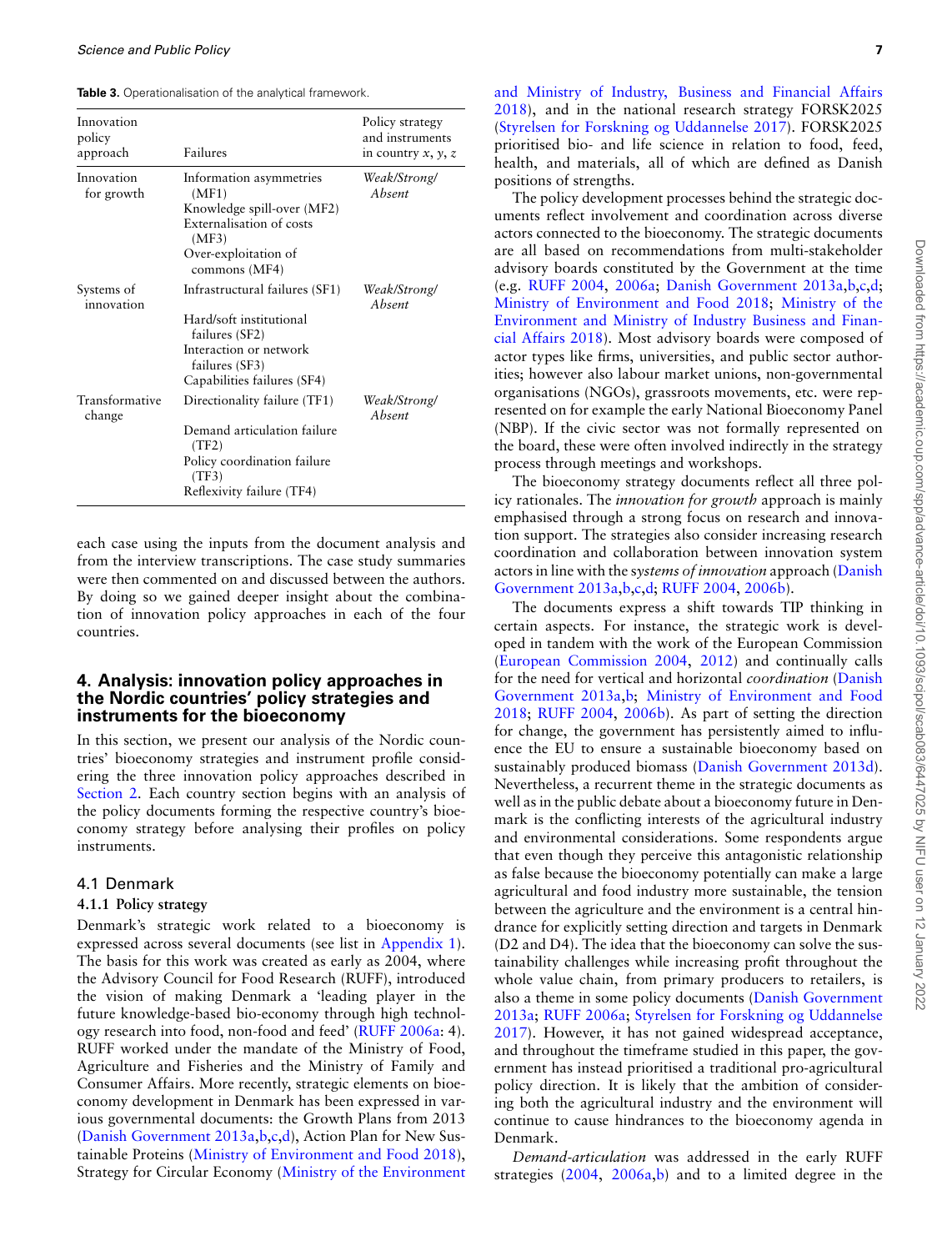**Table 3.** Operationalisation of the analytical framework.

| Innovation policy approach | Failures | Policy strategy and instruments in country *x*, *y*, *z* |
|---|---|---|
| Innovation for growth | Information asymmetries (MF1)<br>Knowledge spill-over (MF2)<br>Externalisation of costs (MF3)<br>Over-exploitation of commons (MF4) | *Weak/Strong/ Absent* |
| Systems of innovation | Infrastructural failures (SF1)<br>Hard/soft institutional failures (SF2)<br>Interaction or network failures (SF3)<br>Capabilities failures (SF4) | *Weak/Strong/ Absent* |
| Transformative change | Directionality failure (TF1)<br>Demand articulation failure (TF2)<br>Policy coordination failure (TF3)<br>Reflexivity failure (TF4) | *Weak/Strong/ Absent* |

each case using the inputs from the document analysis and from the interview transcriptions. The case study summaries were then commented on and discussed between the authors. By doing so we gained deeper insight about the combination of innovation policy approaches in each of the four countries.

## 4. Analysis: innovation policy approaches in the Nordic countries' policy strategies and instruments for the bioeconomy

In this section, we present our analysis of the Nordic countries' bioeconomy strategies and instrument profile considering the three innovation policy approaches described in Section 2. Each country section begins with an analysis of the policy documents forming the respective country's bioeconomy strategy before analysing their profiles on policy instruments.

### 4.1 Denmark

#### 4.1.1 Policy strategy

Denmark's strategic work related to a bioeconomy is expressed across several documents (see list in Appendix 1). The basis for this work was created as early as 2004, where the Advisory Council for Food Research (RUFF), introduced the vision of making Denmark a 'leading player in the future knowledge-based bio-economy through high technology research into food, non-food and feed' (RUFF 2006a: 4). RUFF worked under the mandate of the Ministry of Food, Agriculture and Fisheries and the Ministry of Family and Consumer Affairs. More recently, strategic elements on bioeconomy development in Denmark has been expressed in various governmental documents: the Growth Plans from 2013 (Danish Government 2013a,b,c,d), Action Plan for New Sustainable Proteins (Ministry of Environment and Food 2018), Strategy for Circular Economy (Ministry of the Environment and Ministry of Industry, Business and Financial Affairs 2018), and in the national research strategy FORSK2025 (Styrelsen for Forskning og Uddannelse 2017). FORSK2025 prioritised bio- and life science in relation to food, feed, health, and materials, all of which are defined as Danish positions of strengths.

The policy development processes behind the strategic documents reflect involvement and coordination across diverse actors connected to the bioeconomy. The strategic documents are all based on recommendations from multi-stakeholder advisory boards constituted by the Government at the time (e.g. RUFF 2004, 2006a; Danish Government 2013a,b,c,d; Ministry of Environment and Food 2018; Ministry of the Environment and Ministry of Industry Business and Financial Affairs 2018). Most advisory boards were composed of actor types like firms, universities, and public sector authorities; however also labour market unions, non-governmental organisations (NGOs), grassroots movements, etc. were represented on for example the early National Bioeconomy Panel (NBP). If the civic sector was not formally represented on the board, these were often involved indirectly in the strategy process through meetings and workshops.

The bioeconomy strategy documents reflect all three policy rationales. The *innovation for growth* approach is mainly emphasised through a strong focus on research and innovation support. The strategies also consider increasing research coordination and collaboration between innovation system actors in line with the *systems of innovation* approach (Danish Government 2013a,b,c,d; RUFF 2004, 2006b).

The documents express a shift towards TIP thinking in certain aspects. For instance, the strategic work is developed in tandem with the work of the European Commission (European Commission 2004, 2012) and continually calls for the need for vertical and horizontal *coordination* (Danish Government 2013a,b; Ministry of Environment and Food 2018; RUFF 2004, 2006b). As part of setting the direction for change, the government has persistently aimed to influence the EU to ensure a sustainable bioeconomy based on sustainably produced biomass (Danish Government 2013d). Nevertheless, a recurrent theme in the strategic documents as well as in the public debate about a bioeconomy future in Denmark is the conflicting interests of the agricultural industry and environmental considerations. Some respondents argue that even though they perceive this antagonistic relationship as false because the bioeconomy potentially can make a large agricultural and food industry more sustainable, the tension between the agriculture and the environment is a central hindrance for explicitly setting direction and targets in Denmark (D2 and D4). The idea that the bioeconomy can solve the sustainability challenges while increasing profit throughout the whole value chain, from primary producers to retailers, is also a theme in some policy documents (Danish Government 2013a; RUFF 2006a; Styrelsen for Forskning og Uddannelse 2017). However, it has not gained widespread acceptance, and throughout the timeframe studied in this paper, the government has instead prioritised a traditional pro-agricultural policy direction. It is likely that the ambition of considering both the agricultural industry and the environment will continue to cause hindrances to the bioeconomy agenda in Denmark.

*Demand-articulation* was addressed in the early RUFF strategies (2004, 2006a,b) and to a limited degree in the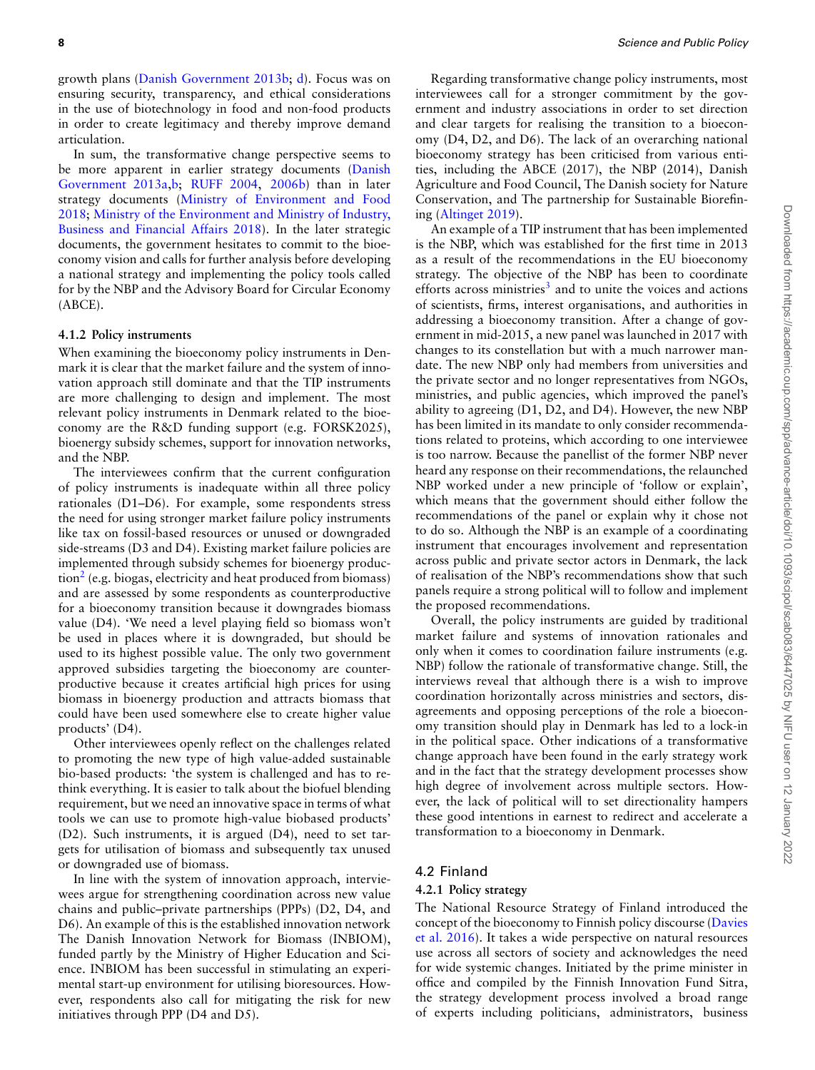growth plans (Danish Government 2013b; d). Focus was on ensuring security, transparency, and ethical considerations in the use of biotechnology in food and non-food products in order to create legitimacy and thereby improve demand articulation.

In sum, the transformative change perspective seems to be more apparent in earlier strategy documents (Danish Government 2013a,b; RUFF 2004, 2006b) than in later strategy documents (Ministry of Environment and Food 2018; Ministry of the Environment and Ministry of Industry, Business and Financial Affairs 2018). In the later strategic documents, the government hesitates to commit to the bioeconomy vision and calls for further analysis before developing a national strategy and implementing the policy tools called for by the NBP and the Advisory Board for Circular Economy (ABCE).

#### 4.1.2 Policy instruments

When examining the bioeconomy policy instruments in Denmark it is clear that the market failure and the system of innovation approach still dominate and that the TIP instruments are more challenging to design and implement. The most relevant policy instruments in Denmark related to the bioeconomy are the R&D funding support (e.g. FORSK2025), bioenergy subsidy schemes, support for innovation networks, and the NBP.

The interviewees confirm that the current configuration of policy instruments is inadequate within all three policy rationales (D1–D6). For example, some respondents stress the need for using stronger market failure policy instruments like tax on fossil-based resources or unused or downgraded side-streams (D3 and D4). Existing market failure policies are implemented through subsidy schemes for bioenergy production[2] (e.g. biogas, electricity and heat produced from biomass) and are assessed by some respondents as counterproductive for a bioeconomy transition because it downgrades biomass value (D4). 'We need a level playing field so biomass won't be used in places where it is downgraded, but should be used to its highest possible value. The only two government approved subsidies targeting the bioeconomy are counterproductive because it creates artificial high prices for using biomass in bioenergy production and attracts biomass that could have been used somewhere else to create higher value products' (D4).

Other interviewees openly reflect on the challenges related to promoting the new type of high value-added sustainable bio-based products: 'the system is challenged and has to rethink everything. It is easier to talk about the biofuel blending requirement, but we need an innovative space in terms of what tools we can use to promote high-value biobased products' (D2). Such instruments, it is argued (D4), need to set targets for utilisation of biomass and subsequently tax unused or downgraded use of biomass.

In line with the system of innovation approach, interviewees argue for strengthening coordination across new value chains and public–private partnerships (PPPs) (D2, D4, and D6). An example of this is the established innovation network The Danish Innovation Network for Biomass (INBIOM), funded partly by the Ministry of Higher Education and Science. INBIOM has been successful in stimulating an experimental start-up environment for utilising bioresources. However, respondents also call for mitigating the risk for new initiatives through PPP (D4 and D5).

Regarding transformative change policy instruments, most interviewees call for a stronger commitment by the government and industry associations in order to set direction and clear targets for realising the transition to a bioeconomy (D4, D2, and D6). The lack of an overarching national bioeconomy strategy has been criticised from various entities, including the ABCE (2017), the NBP (2014), Danish Agriculture and Food Council, The Danish society for Nature Conservation, and The partnership for Sustainable Biorefining (Altinget 2019).

An example of a TIP instrument that has been implemented is the NBP, which was established for the first time in 2013 as a result of the recommendations in the EU bioeconomy strategy. The objective of the NBP has been to coordinate efforts across ministries[3] and to unite the voices and actions of scientists, firms, interest organisations, and authorities in addressing a bioeconomy transition. After a change of government in mid-2015, a new panel was launched in 2017 with changes to its constellation but with a much narrower mandate. The new NBP only had members from universities and the private sector and no longer representatives from NGOs, ministries, and public agencies, which improved the panel's ability to agreeing (D1, D2, and D4). However, the new NBP has been limited in its mandate to only consider recommendations related to proteins, which according to one interviewee is too narrow. Because the panellist of the former NBP never heard any response on their recommendations, the relaunched NBP worked under a new principle of 'follow or explain', which means that the government should either follow the recommendations of the panel or explain why it chose not to do so. Although the NBP is an example of a coordinating instrument that encourages involvement and representation across public and private sector actors in Denmark, the lack of realisation of the NBP's recommendations show that such panels require a strong political will to follow and implement the proposed recommendations.

Overall, the policy instruments are guided by traditional market failure and systems of innovation rationales and only when it comes to coordination failure instruments (e.g. NBP) follow the rationale of transformative change. Still, the interviews reveal that although there is a wish to improve coordination horizontally across ministries and sectors, disagreements and opposing perceptions of the role a bioeconomy transition should play in Denmark has led to a lock-in in the political space. Other indications of a transformative change approach have been found in the early strategy work and in the fact that the strategy development processes show high degree of involvement across multiple sectors. However, the lack of political will to set directionality hampers these good intentions in earnest to redirect and accelerate a transformation to a bioeconomy in Denmark.

### 4.2 Finland

#### 4.2.1 Policy strategy

The National Resource Strategy of Finland introduced the concept of the bioeconomy to Finnish policy discourse (Davies et al. 2016). It takes a wide perspective on natural resources use across all sectors of society and acknowledges the need for wide systemic changes. Initiated by the prime minister in office and compiled by the Finnish Innovation Fund Sitra, the strategy development process involved a broad range of experts including politicians, administrators, business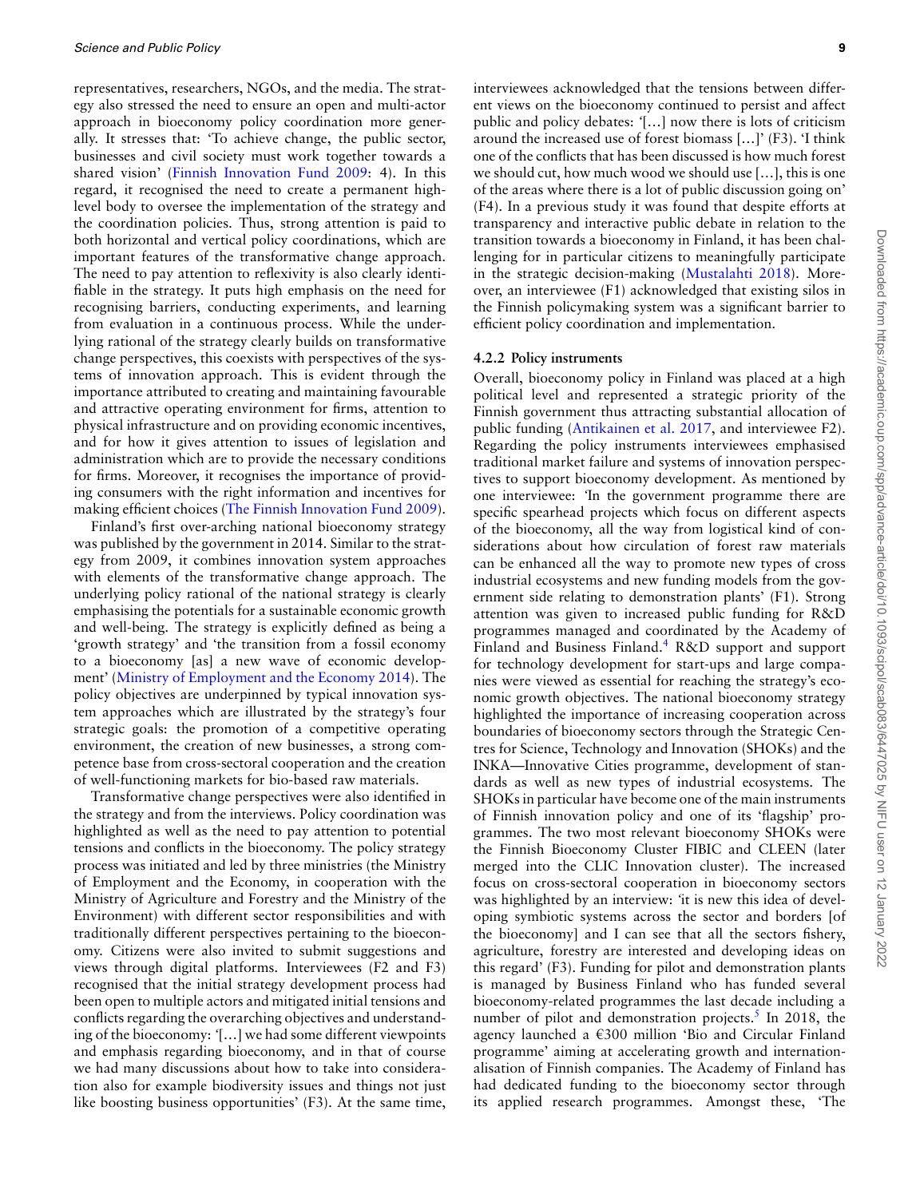representatives, researchers, NGOs, and the media. The strategy also stressed the need to ensure an open and multi-actor approach in bioeconomy policy coordination more generally. It stresses that: 'To achieve change, the public sector, businesses and civil society must work together towards a shared vision' (Finnish Innovation Fund 2009: 4). In this regard, it recognised the need to create a permanent high-level body to oversee the implementation of the strategy and the coordination policies. Thus, strong attention is paid to both horizontal and vertical policy coordinations, which are important features of the transformative change approach. The need to pay attention to reflexivity is also clearly identifiable in the strategy. It puts high emphasis on the need for recognising barriers, conducting experiments, and learning from evaluation in a continuous process. While the underlying rational of the strategy clearly builds on transformative change perspectives, this coexists with perspectives of the systems of innovation approach. This is evident through the importance attributed to creating and maintaining favourable and attractive operating environment for firms, attention to physical infrastructure and on providing economic incentives, and for how it gives attention to issues of legislation and administration which are to provide the necessary conditions for firms. Moreover, it recognises the importance of providing consumers with the right information and incentives for making efficient choices (The Finnish Innovation Fund 2009).

Finland's first over-arching national bioeconomy strategy was published by the government in 2014. Similar to the strategy from 2009, it combines innovation system approaches with elements of the transformative change approach. The underlying policy rational of the national strategy is clearly emphasising the potentials for a sustainable economic growth and well-being. The strategy is explicitly defined as being a 'growth strategy' and 'the transition from a fossil economy to a bioeconomy [as] a new wave of economic development' (Ministry of Employment and the Economy 2014). The policy objectives are underpinned by typical innovation system approaches which are illustrated by the strategy's four strategic goals: the promotion of a competitive operating environment, the creation of new businesses, a strong competence base from cross-sectoral cooperation and the creation of well-functioning markets for bio-based raw materials.

Transformative change perspectives were also identified in the strategy and from the interviews. Policy coordination was highlighted as well as the need to pay attention to potential tensions and conflicts in the bioeconomy. The policy strategy process was initiated and led by three ministries (the Ministry of Employment and the Economy, in cooperation with the Ministry of Agriculture and Forestry and the Ministry of the Environment) with different sector responsibilities and with traditionally different perspectives pertaining to the bioeconomy. Citizens were also invited to submit suggestions and views through digital platforms. Interviewees (F2 and F3) recognised that the initial strategy development process had been open to multiple actors and mitigated initial tensions and conflicts regarding the overarching objectives and understanding of the bioeconomy: '[…] we had some different viewpoints and emphasis regarding bioeconomy, and in that of course we had many discussions about how to take into consideration also for example biodiversity issues and things not just like boosting business opportunities' (F3). At the same time, interviewees acknowledged that the tensions between different views on the bioeconomy continued to persist and affect public and policy debates: '[…] now there is lots of criticism around the increased use of forest biomass […]' (F3). 'I think one of the conflicts that has been discussed is how much forest we should cut, how much wood we should use […], this is one of the areas where there is a lot of public discussion going on' (F4). In a previous study it was found that despite efforts at transparency and interactive public debate in relation to the transition towards a bioeconomy in Finland, it has been challenging for in particular citizens to meaningfully participate in the strategic decision-making (Mustalahti 2018). Moreover, an interviewee (F1) acknowledged that existing silos in the Finnish policymaking system was a significant barrier to efficient policy coordination and implementation.

#### 4.2.2 Policy instruments

Overall, bioeconomy policy in Finland was placed at a high political level and represented a strategic priority of the Finnish government thus attracting substantial allocation of public funding (Antikainen et al. 2017, and interviewee F2). Regarding the policy instruments interviewees emphasised traditional market failure and systems of innovation perspectives to support bioeconomy development. As mentioned by one interviewee: 'In the government programme there are specific spearhead projects which focus on different aspects of the bioeconomy, all the way from logistical kind of considerations about how circulation of forest raw materials can be enhanced all the way to promote new types of cross industrial ecosystems and new funding models from the government side relating to demonstration plants' (F1). Strong attention was given to increased public funding for R&D programmes managed and coordinated by the Academy of Finland and Business Finland.[4] R&D support and support for technology development for start-ups and large companies were viewed as essential for reaching the strategy's economic growth objectives. The national bioeconomy strategy highlighted the importance of increasing cooperation across boundaries of bioeconomy sectors through the Strategic Centres for Science, Technology and Innovation (SHOKs) and the INKA—Innovative Cities programme, development of standards as well as new types of industrial ecosystems. The SHOKs in particular have become one of the main instruments of Finnish innovation policy and one of its 'flagship' programmes. The two most relevant bioeconomy SHOKs were the Finnish Bioeconomy Cluster FIBIC and CLEEN (later merged into the CLIC Innovation cluster). The increased focus on cross-sectoral cooperation in bioeconomy sectors was highlighted by an interview: 'it is new this idea of developing symbiotic systems across the sector and borders [of the bioeconomy] and I can see that all the sectors fishery, agriculture, forestry are interested and developing ideas on this regard' (F3). Funding for pilot and demonstration plants is managed by Business Finland who has funded several bioeconomy-related programmes the last decade including a number of pilot and demonstration projects.[5] In 2018, the agency launched a €300 million 'Bio and Circular Finland programme' aiming at accelerating growth and internationalisation of Finnish companies. The Academy of Finland has had dedicated funding to the bioeconomy sector through its applied research programmes. Amongst these, 'The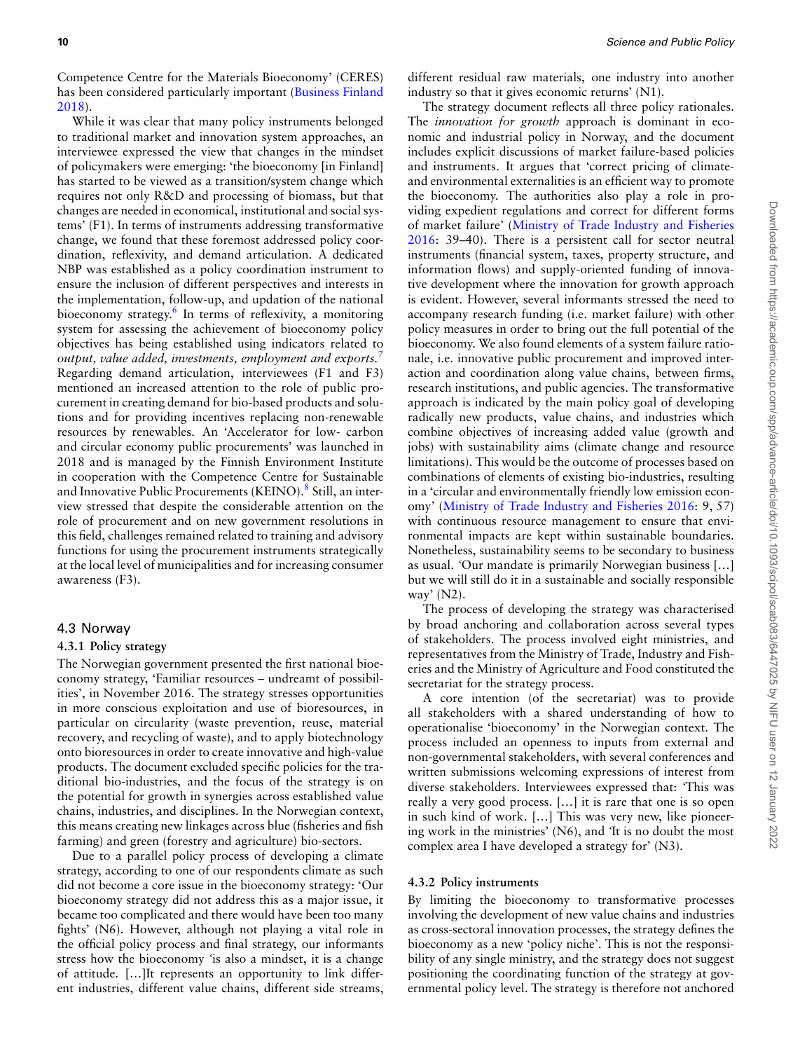Competence Centre for the Materials Bioeconomy' (CERES) has been considered particularly important (Business Finland 2018).

While it was clear that many policy instruments belonged to traditional market and innovation system approaches, an interviewee expressed the view that changes in the mindset of policymakers were emerging: 'the bioeconomy [in Finland] has started to be viewed as a transition/system change which requires not only R&D and processing of biomass, but that changes are needed in economical, institutional and social systems' (F1). In terms of instruments addressing transformative change, we found that these foremost addressed policy coordination, reflexivity, and demand articulation. A dedicated NBP was established as a policy coordination instrument to ensure the inclusion of different perspectives and interests in the implementation, follow-up, and updation of the national bioeconomy strategy.[6] In terms of reflexivity, a monitoring system for assessing the achievement of bioeconomy policy objectives has being established using indicators related to *output, value added, investments, employment and exports*.[7] Regarding demand articulation, interviewees (F1 and F3) mentioned an increased attention to the role of public procurement in creating demand for bio-based products and solutions and for providing incentives replacing non-renewable resources by renewables. An 'Accelerator for low- carbon and circular economy public procurements' was launched in 2018 and is managed by the Finnish Environment Institute in cooperation with the Competence Centre for Sustainable and Innovative Public Procurements (KEINO).[8] Still, an interview stressed that despite the considerable attention on the role of procurement and on new government resolutions in this field, challenges remained related to training and advisory functions for using the procurement instruments strategically at the local level of municipalities and for increasing consumer awareness (F3).

## 4.3 Norway

### 4.3.1 Policy strategy

The Norwegian government presented the first national bioeconomy strategy, 'Familiar resources – undreamt of possibilities', in November 2016. The strategy stresses opportunities in more conscious exploitation and use of bioresources, in particular on circularity (waste prevention, reuse, material recovery, and recycling of waste), and to apply biotechnology onto bioresources in order to create innovative and high-value products. The document excluded specific policies for the traditional bio-industries, and the focus of the strategy is on the potential for growth in synergies across established value chains, industries, and disciplines. In the Norwegian context, this means creating new linkages across blue (fisheries and fish farming) and green (forestry and agriculture) bio-sectors.

Due to a parallel policy process of developing a climate strategy, according to one of our respondents climate as such did not become a core issue in the bioeconomy strategy: 'Our bioeconomy strategy did not address this as a major issue, it became too complicated and there would have been too many fights' (N6). However, although not playing a vital role in the official policy process and final strategy, our informants stress how the bioeconomy 'is also a mindset, it is a change of attitude. […]It represents an opportunity to link different industries, different value chains, different side streams, different residual raw materials, one industry into another industry so that it gives economic returns' (N1).

The strategy document reflects all three policy rationales. The *innovation for growth* approach is dominant in economic and industrial policy in Norway, and the document includes explicit discussions of market failure-based policies and instruments. It argues that 'correct pricing of climate- and environmental externalities is an efficient way to promote the bioeconomy. The authorities also play a role in providing expedient regulations and correct for different forms of market failure' (Ministry of Trade Industry and Fisheries 2016: 39–40). There is a persistent call for sector neutral instruments (financial system, taxes, property structure, and information flows) and supply-oriented funding of innovative development where the innovation for growth approach is evident. However, several informants stressed the need to accompany research funding (i.e. market failure) with other policy measures in order to bring out the full potential of the bioeconomy. We also found elements of a system failure rationale, i.e. innovative public procurement and improved interaction and coordination along value chains, between firms, research institutions, and public agencies. The transformative approach is indicated by the main policy goal of developing radically new products, value chains, and industries which combine objectives of increasing added value (growth and jobs) with sustainability aims (climate change and resource limitations). This would be the outcome of processes based on combinations of elements of existing bio-industries, resulting in a 'circular and environmentally friendly low emission economy' (Ministry of Trade Industry and Fisheries 2016: 9, 57) with continuous resource management to ensure that environmental impacts are kept within sustainable boundaries. Nonetheless, sustainability seems to be secondary to business as usual. 'Our mandate is primarily Norwegian business […] but we will still do it in a sustainable and socially responsible way' (N2).

The process of developing the strategy was characterised by broad anchoring and collaboration across several types of stakeholders. The process involved eight ministries, and representatives from the Ministry of Trade, Industry and Fisheries and the Ministry of Agriculture and Food constituted the secretariat for the strategy process.

A core intention (of the secretariat) was to provide all stakeholders with a shared understanding of how to operationalise 'bioeconomy' in the Norwegian context. The process included an openness to inputs from external and non-governmental stakeholders, with several conferences and written submissions welcoming expressions of interest from diverse stakeholders. Interviewees expressed that: 'This was really a very good process. […] it is rare that one is so open in such kind of work. […] This was very new, like pioneering work in the ministries' (N6), and 'It is no doubt the most complex area I have developed a strategy for' (N3).

### 4.3.2 Policy instruments

By limiting the bioeconomy to transformative processes involving the development of new value chains and industries as cross-sectoral innovation processes, the strategy defines the bioeconomy as a new 'policy niche'. This is not the responsibility of any single ministry, and the strategy does not suggest positioning the coordinating function of the strategy at governmental policy level. The strategy is therefore not anchored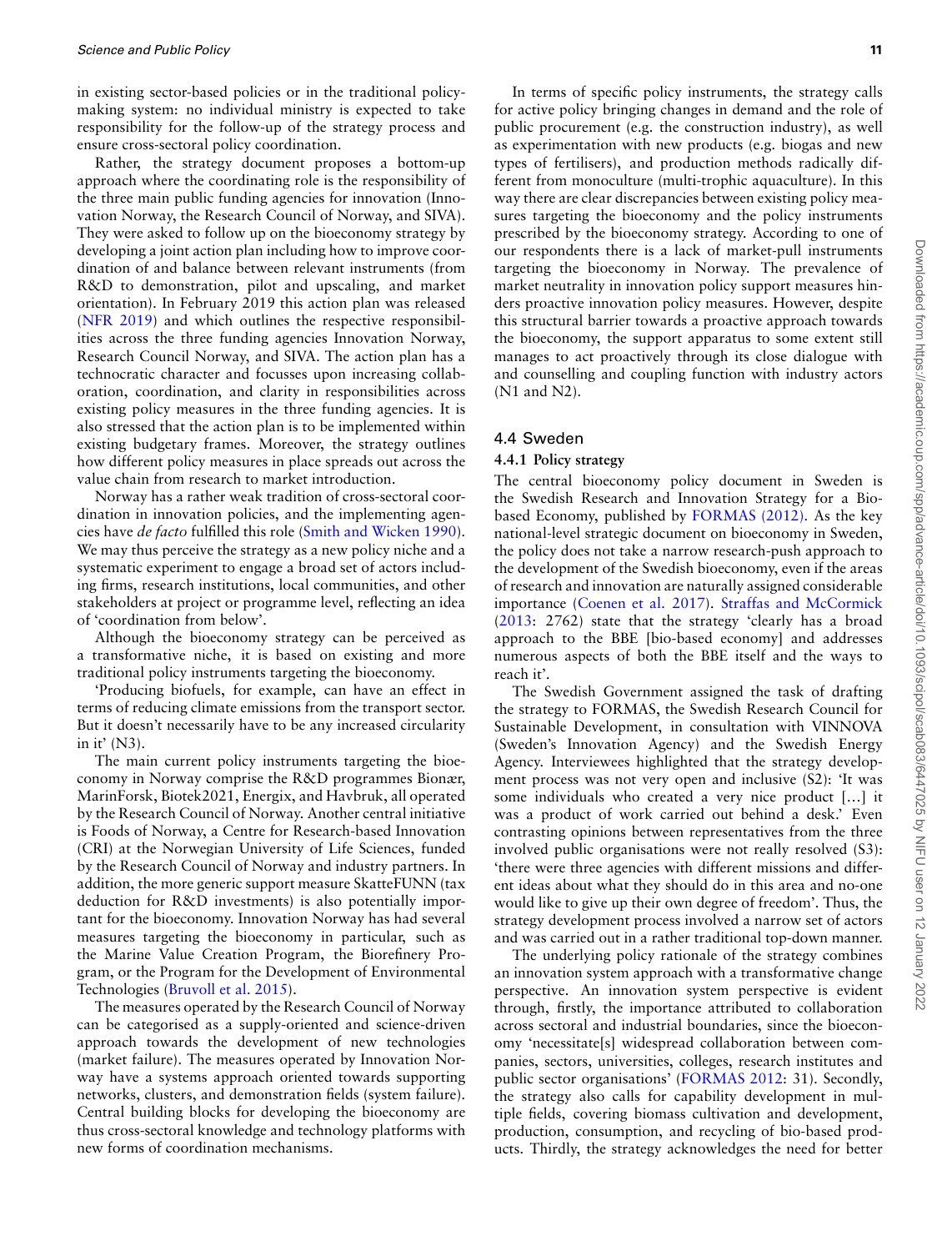in existing sector-based policies or in the traditional policy-making system: no individual ministry is expected to take responsibility for the follow-up of the strategy process and ensure cross-sectoral policy coordination.

Rather, the strategy document proposes a bottom-up approach where the coordinating role is the responsibility of the three main public funding agencies for innovation (Innovation Norway, the Research Council of Norway, and SIVA). They were asked to follow up on the bioeconomy strategy by developing a joint action plan including how to improve coordination of and balance between relevant instruments (from R&D to demonstration, pilot and upscaling, and market orientation). In February 2019 this action plan was released (NFR 2019) and which outlines the respective responsibilities across the three funding agencies Innovation Norway, Research Council Norway, and SIVA. The action plan has a technocratic character and focusses upon increasing collaboration, coordination, and clarity in responsibilities across existing policy measures in the three funding agencies. It is also stressed that the action plan is to be implemented within existing budgetary frames. Moreover, the strategy outlines how different policy measures in place spreads out across the value chain from research to market introduction.

Norway has a rather weak tradition of cross-sectoral coordination in innovation policies, and the implementing agencies have *de facto* fulfilled this role (Smith and Wicken 1990). We may thus perceive the strategy as a new policy niche and a systematic experiment to engage a broad set of actors including firms, research institutions, local communities, and other stakeholders at project or programme level, reflecting an idea of 'coordination from below'.

Although the bioeconomy strategy can be perceived as a transformative niche, it is based on existing and more traditional policy instruments targeting the bioeconomy.

'Producing biofuels, for example, can have an effect in terms of reducing climate emissions from the transport sector. But it doesn't necessarily have to be any increased circularity in it' (N3).

The main current policy instruments targeting the bioeconomy in Norway comprise the R&D programmes Bionær, MarinForsk, Biotek2021, Energix, and Havbruk, all operated by the Research Council of Norway. Another central initiative is Foods of Norway, a Centre for Research-based Innovation (CRI) at the Norwegian University of Life Sciences, funded by the Research Council of Norway and industry partners. In addition, the more generic support measure SkatteFUNN (tax deduction for R&D investments) is also potentially important for the bioeconomy. Innovation Norway has had several measures targeting the bioeconomy in particular, such as the Marine Value Creation Program, the Biorefinery Program, or the Program for the Development of Environmental Technologies (Bruvoll et al. 2015).

The measures operated by the Research Council of Norway can be categorised as a supply-oriented and science-driven approach towards the development of new technologies (market failure). The measures operated by Innovation Norway have a systems approach oriented towards supporting networks, clusters, and demonstration fields (system failure). Central building blocks for developing the bioeconomy are thus cross-sectoral knowledge and technology platforms with new forms of coordination mechanisms.

In terms of specific policy instruments, the strategy calls for active policy bringing changes in demand and the role of public procurement (e.g. the construction industry), as well as experimentation with new products (e.g. biogas and new types of fertilisers), and production methods radically different from monoculture (multi-trophic aquaculture). In this way there are clear discrepancies between existing policy measures targeting the bioeconomy and the policy instruments prescribed by the bioeconomy strategy. According to one of our respondents there is a lack of market-pull instruments targeting the bioeconomy in Norway. The prevalence of market neutrality in innovation policy support measures hinders proactive innovation policy measures. However, despite this structural barrier towards a proactive approach towards the bioeconomy, the support apparatus to some extent still manages to act proactively through its close dialogue with and counselling and coupling function with industry actors (N1 and N2).

## 4.4 Sweden

### 4.4.1 Policy strategy

The central bioeconomy policy document in Sweden is the Swedish Research and Innovation Strategy for a Bio-based Economy, published by FORMAS (2012). As the key national-level strategic document on bioeconomy in Sweden, the policy does not take a narrow research-push approach to the development of the Swedish bioeconomy, even if the areas of research and innovation are naturally assigned considerable importance (Coenen et al. 2017). Straffas and McCormick (2013: 2762) state that the strategy 'clearly has a broad approach to the BBE [bio-based economy] and addresses numerous aspects of both the BBE itself and the ways to reach it'.

The Swedish Government assigned the task of drafting the strategy to FORMAS, the Swedish Research Council for Sustainable Development, in consultation with VINNOVA (Sweden's Innovation Agency) and the Swedish Energy Agency. Interviewees highlighted that the strategy development process was not very open and inclusive (S2): 'It was some individuals who created a very nice product [...] it was a product of work carried out behind a desk.' Even contrasting opinions between representatives from the three involved public organisations were not really resolved (S3): 'there were three agencies with different missions and different ideas about what they should do in this area and no-one would like to give up their own degree of freedom'. Thus, the strategy development process involved a narrow set of actors and was carried out in a rather traditional top-down manner.

The underlying policy rationale of the strategy combines an innovation system approach with a transformative change perspective. An innovation system perspective is evident through, firstly, the importance attributed to collaboration across sectoral and industrial boundaries, since the bioeconomy 'necessitate[s] widespread collaboration between companies, sectors, universities, colleges, research institutes and public sector organisations' (FORMAS 2012: 31). Secondly, the strategy also calls for capability development in multiple fields, covering biomass cultivation and development, production, consumption, and recycling of bio-based products. Thirdly, the strategy acknowledges the need for better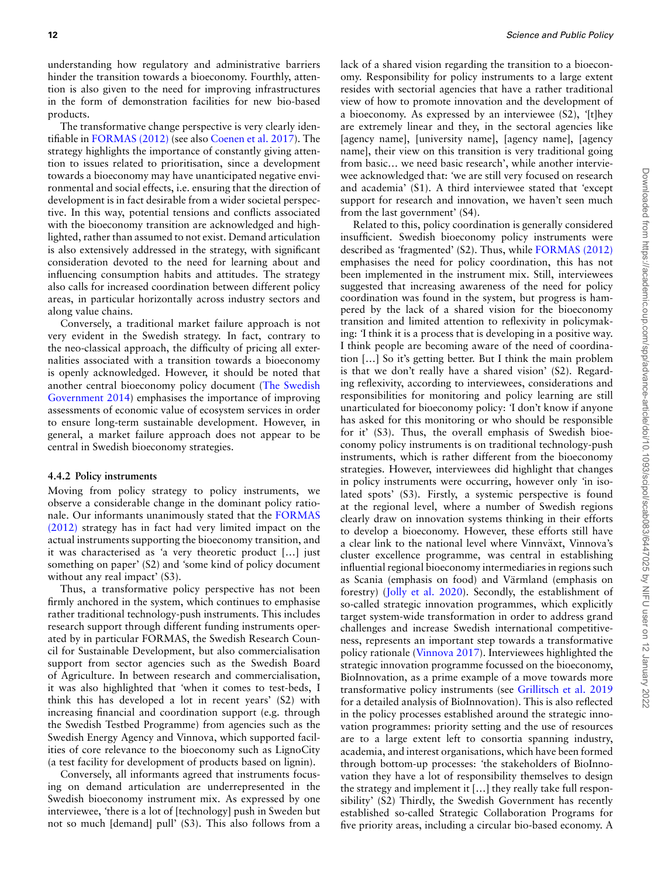understanding how regulatory and administrative barriers hinder the transition towards a bioeconomy. Fourthly, attention is also given to the need for improving infrastructures in the form of demonstration facilities for new bio-based products.

The transformative change perspective is very clearly identifiable in FORMAS (2012) (see also Coenen et al. 2017). The strategy highlights the importance of constantly giving attention to issues related to prioritisation, since a development towards a bioeconomy may have unanticipated negative environmental and social effects, i.e. ensuring that the direction of development is in fact desirable from a wider societal perspective. In this way, potential tensions and conflicts associated with the bioeconomy transition are acknowledged and highlighted, rather than assumed to not exist. Demand articulation is also extensively addressed in the strategy, with significant consideration devoted to the need for learning about and influencing consumption habits and attitudes. The strategy also calls for increased coordination between different policy areas, in particular horizontally across industry sectors and along value chains.

Conversely, a traditional market failure approach is not very evident in the Swedish strategy. In fact, contrary to the neo-classical approach, the difficulty of pricing all externalities associated with a transition towards a bioeconomy is openly acknowledged. However, it should be noted that another central bioeconomy policy document (The Swedish Government 2014) emphasises the importance of improving assessments of economic value of ecosystem services in order to ensure long-term sustainable development. However, in general, a market failure approach does not appear to be central in Swedish bioeconomy strategies.

#### 4.4.2 Policy instruments

Moving from policy strategy to policy instruments, we observe a considerable change in the dominant policy rationale. Our informants unanimously stated that the FORMAS (2012) strategy has in fact had very limited impact on the actual instruments supporting the bioeconomy transition, and it was characterised as 'a very theoretic product […] just something on paper' (S2) and 'some kind of policy document without any real impact' (S3).

Thus, a transformative policy perspective has not been firmly anchored in the system, which continues to emphasise rather traditional technology-push instruments. This includes research support through different funding instruments operated by in particular FORMAS, the Swedish Research Council for Sustainable Development, but also commercialisation support from sector agencies such as the Swedish Board of Agriculture. In between research and commercialisation, it was also highlighted that 'when it comes to test-beds, I think this has developed a lot in recent years' (S2) with increasing financial and coordination support (e.g. through the Swedish Testbed Programme) from agencies such as the Swedish Energy Agency and Vinnova, which supported facilities of core relevance to the bioeconomy such as LignoCity (a test facility for development of products based on lignin).

Conversely, all informants agreed that instruments focusing on demand articulation are underrepresented in the Swedish bioeconomy instrument mix. As expressed by one interviewee, 'there is a lot of [technology] push in Sweden but not so much [demand] pull' (S3). This also follows from a lack of a shared vision regarding the transition to a bioeconomy. Responsibility for policy instruments to a large extent resides with sectorial agencies that have a rather traditional view of how to promote innovation and the development of a bioeconomy. As expressed by an interviewee (S2), '[t]hey are extremely linear and they, in the sectoral agencies like [agency name], [university name], [agency name], [agency name], their view on this transition is very traditional going from basic… we need basic research', while another interviewee acknowledged that: 'we are still very focused on research and academia' (S1). A third interviewee stated that 'except support for research and innovation, we haven't seen much from the last government' (S4).

Related to this, policy coordination is generally considered insufficient. Swedish bioeconomy policy instruments were described as 'fragmented' (S2). Thus, while FORMAS (2012) emphasises the need for policy coordination, this has not been implemented in the instrument mix. Still, interviewees suggested that increasing awareness of the need for policy coordination was found in the system, but progress is hampered by the lack of a shared vision for the bioeconomy transition and limited attention to reflexivity in policymaking: 'I think it is a process that is developing in a positive way. I think people are becoming aware of the need of coordination […] So it's getting better. But I think the main problem is that we don't really have a shared vision' (S2). Regarding reflexivity, according to interviewees, considerations and responsibilities for monitoring and policy learning are still unarticulated for bioeconomy policy: 'I don't know if anyone has asked for this monitoring or who should be responsible for it' (S3). Thus, the overall emphasis of Swedish bioeconomy policy instruments is on traditional technology-push instruments, which is rather different from the bioeconomy strategies. However, interviewees did highlight that changes in policy instruments were occurring, however only 'in isolated spots' (S3). Firstly, a systemic perspective is found at the regional level, where a number of Swedish regions clearly draw on innovation systems thinking in their efforts to develop a bioeconomy. However, these efforts still have a clear link to the national level where Vinnväxt, Vinnova's cluster excellence programme, was central in establishing influential regional bioeconomy intermediaries in regions such as Scania (emphasis on food) and Värmland (emphasis on forestry) (Jolly et al. 2020). Secondly, the establishment of so-called strategic innovation programmes, which explicitly target system-wide transformation in order to address grand challenges and increase Swedish international competitiveness, represents an important step towards a transformative policy rationale (Vinnova 2017). Interviewees highlighted the strategic innovation programme focussed on the bioeconomy, BioInnovation, as a prime example of a move towards more transformative policy instruments (see Grillitsch et al. 2019 for a detailed analysis of BioInnovation). This is also reflected in the policy processes established around the strategic innovation programmes: priority setting and the use of resources are to a large extent left to consortia spanning industry, academia, and interest organisations, which have been formed through bottom-up processes: 'the stakeholders of BioInnovation they have a lot of responsibility themselves to design the strategy and implement it […] they really take full responsibility' (S2) Thirdly, the Swedish Government has recently established so-called Strategic Collaboration Programs for five priority areas, including a circular bio-based economy. A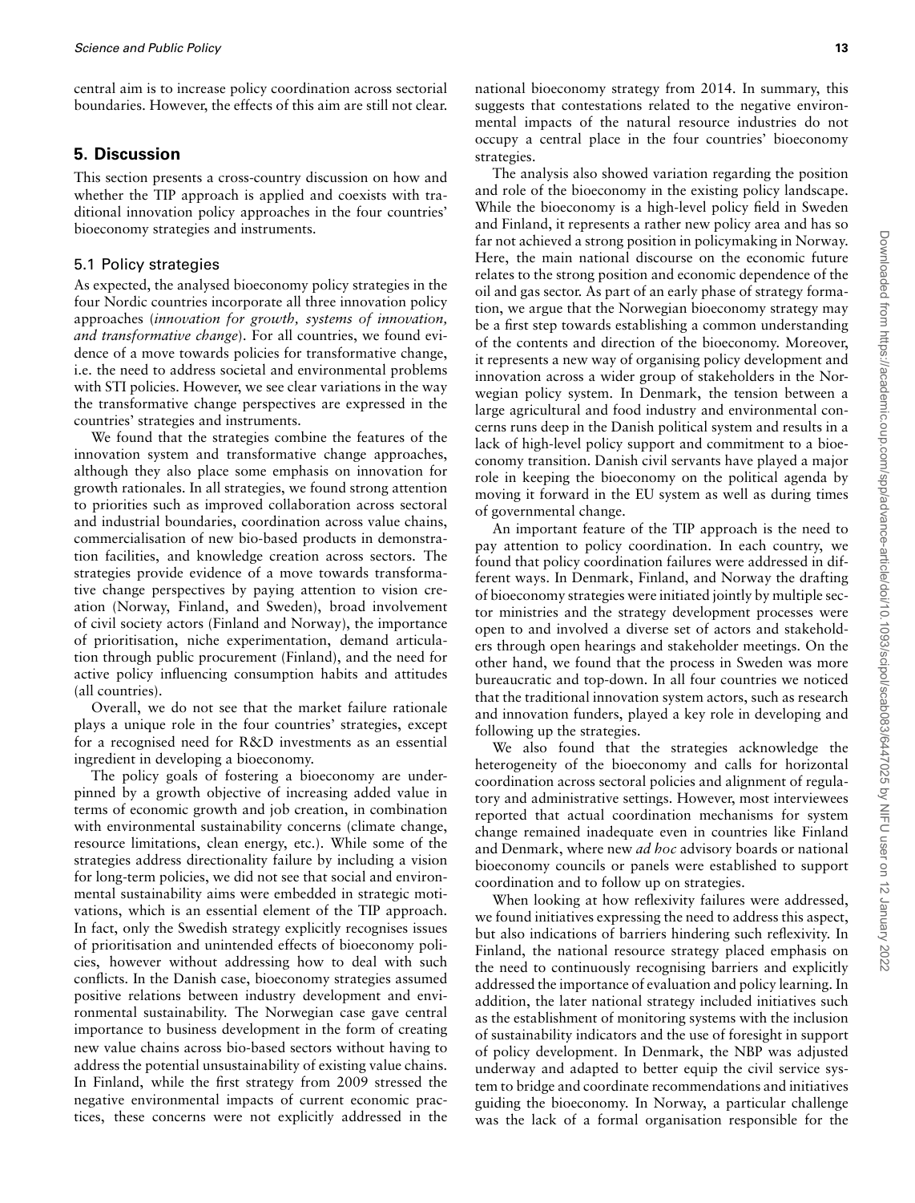central aim is to increase policy coordination across sectorial boundaries. However, the effects of this aim are still not clear.

## 5. Discussion

This section presents a cross-country discussion on how and whether the TIP approach is applied and coexists with traditional innovation policy approaches in the four countries' bioeconomy strategies and instruments.

### 5.1 Policy strategies

As expected, the analysed bioeconomy policy strategies in the four Nordic countries incorporate all three innovation policy approaches (*innovation for growth, systems of innovation, and transformative change*). For all countries, we found evidence of a move towards policies for transformative change, i.e. the need to address societal and environmental problems with STI policies. However, we see clear variations in the way the transformative change perspectives are expressed in the countries' strategies and instruments.

We found that the strategies combine the features of the innovation system and transformative change approaches, although they also place some emphasis on innovation for growth rationales. In all strategies, we found strong attention to priorities such as improved collaboration across sectoral and industrial boundaries, coordination across value chains, commercialisation of new bio-based products in demonstration facilities, and knowledge creation across sectors. The strategies provide evidence of a move towards transformative change perspectives by paying attention to vision creation (Norway, Finland, and Sweden), broad involvement of civil society actors (Finland and Norway), the importance of prioritisation, niche experimentation, demand articulation through public procurement (Finland), and the need for active policy influencing consumption habits and attitudes (all countries).

Overall, we do not see that the market failure rationale plays a unique role in the four countries' strategies, except for a recognised need for R&D investments as an essential ingredient in developing a bioeconomy.

The policy goals of fostering a bioeconomy are underpinned by a growth objective of increasing added value in terms of economic growth and job creation, in combination with environmental sustainability concerns (climate change, resource limitations, clean energy, etc.). While some of the strategies address directionality failure by including a vision for long-term policies, we did not see that social and environmental sustainability aims were embedded in strategic motivations, which is an essential element of the TIP approach. In fact, only the Swedish strategy explicitly recognises issues of prioritisation and unintended effects of bioeconomy policies, however without addressing how to deal with such conflicts. In the Danish case, bioeconomy strategies assumed positive relations between industry development and environmental sustainability. The Norwegian case gave central importance to business development in the form of creating new value chains across bio-based sectors without having to address the potential unsustainability of existing value chains. In Finland, while the first strategy from 2009 stressed the negative environmental impacts of current economic practices, these concerns were not explicitly addressed in the national bioeconomy strategy from 2014. In summary, this suggests that contestations related to the negative environmental impacts of the natural resource industries do not occupy a central place in the four countries' bioeconomy strategies.

The analysis also showed variation regarding the position and role of the bioeconomy in the existing policy landscape. While the bioeconomy is a high-level policy field in Sweden and Finland, it represents a rather new policy area and has so far not achieved a strong position in policymaking in Norway. Here, the main national discourse on the economic future relates to the strong position and economic dependence of the oil and gas sector. As part of an early phase of strategy formation, we argue that the Norwegian bioeconomy strategy may be a first step towards establishing a common understanding of the contents and direction of the bioeconomy. Moreover, it represents a new way of organising policy development and innovation across a wider group of stakeholders in the Norwegian policy system. In Denmark, the tension between a large agricultural and food industry and environmental concerns runs deep in the Danish political system and results in a lack of high-level policy support and commitment to a bioeconomy transition. Danish civil servants have played a major role in keeping the bioeconomy on the political agenda by moving it forward in the EU system as well as during times of governmental change.

An important feature of the TIP approach is the need to pay attention to policy coordination. In each country, we found that policy coordination failures were addressed in different ways. In Denmark, Finland, and Norway the drafting of bioeconomy strategies were initiated jointly by multiple sector ministries and the strategy development processes were open to and involved a diverse set of actors and stakeholders through open hearings and stakeholder meetings. On the other hand, we found that the process in Sweden was more bureaucratic and top-down. In all four countries we noticed that the traditional innovation system actors, such as research and innovation funders, played a key role in developing and following up the strategies.

We also found that the strategies acknowledge the heterogeneity of the bioeconomy and calls for horizontal coordination across sectoral policies and alignment of regulatory and administrative settings. However, most interviewees reported that actual coordination mechanisms for system change remained inadequate even in countries like Finland and Denmark, where new *ad hoc* advisory boards or national bioeconomy councils or panels were established to support coordination and to follow up on strategies.

When looking at how reflexivity failures were addressed, we found initiatives expressing the need to address this aspect, but also indications of barriers hindering such reflexivity. In Finland, the national resource strategy placed emphasis on the need to continuously recognising barriers and explicitly addressed the importance of evaluation and policy learning. In addition, the later national strategy included initiatives such as the establishment of monitoring systems with the inclusion of sustainability indicators and the use of foresight in support of policy development. In Denmark, the NBP was adjusted underway and adapted to better equip the civil service system to bridge and coordinate recommendations and initiatives guiding the bioeconomy. In Norway, a particular challenge was the lack of a formal organisation responsible for the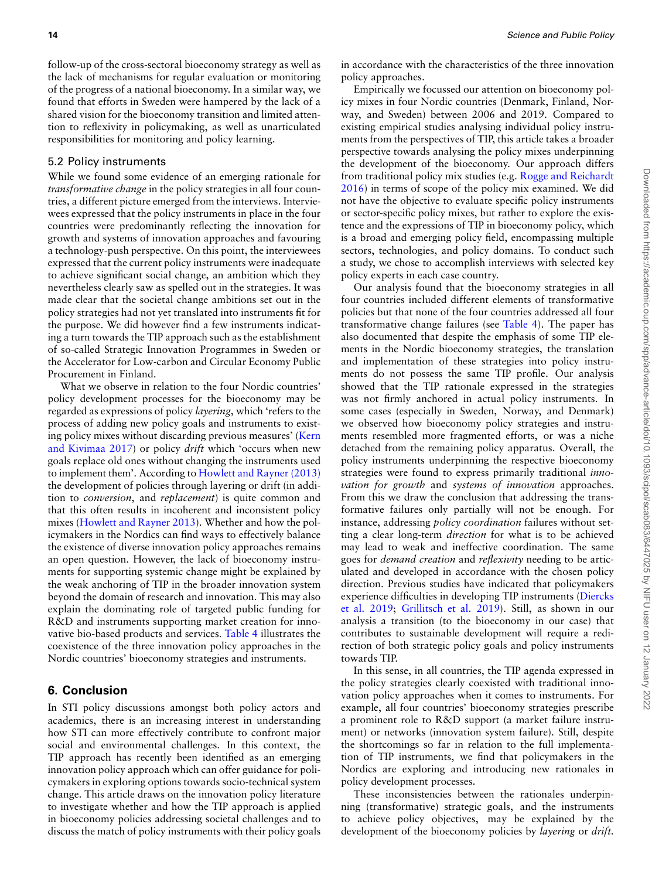follow-up of the cross-sectoral bioeconomy strategy as well as the lack of mechanisms for regular evaluation or monitoring of the progress of a national bioeconomy. In a similar way, we found that efforts in Sweden were hampered by the lack of a shared vision for the bioeconomy transition and limited attention to reflexivity in policymaking, as well as unarticulated responsibilities for monitoring and policy learning.

### 5.2 Policy instruments

While we found some evidence of an emerging rationale for *transformative change* in the policy strategies in all four countries, a different picture emerged from the interviews. Interviewees expressed that the policy instruments in place in the four countries were predominantly reflecting the innovation for growth and systems of innovation approaches and favouring a technology-push perspective. On this point, the interviewees expressed that the current policy instruments were inadequate to achieve significant social change, an ambition which they nevertheless clearly saw as spelled out in the strategies. It was made clear that the societal change ambitions set out in the policy strategies had not yet translated into instruments fit for the purpose. We did however find a few instruments indicating a turn towards the TIP approach such as the establishment of so-called Strategic Innovation Programmes in Sweden or the Accelerator for Low-carbon and Circular Economy Public Procurement in Finland.

What we observe in relation to the four Nordic countries' policy development processes for the bioeconomy may be regarded as expressions of policy *layering*, which 'refers to the process of adding new policy goals and instruments to existing policy mixes without discarding previous measures' (Kern and Kivimaa 2017) or policy *drift* which 'occurs when new goals replace old ones without changing the instruments used to implement them'. According to Howlett and Rayner (2013) the development of policies through layering or drift (in addition to *conversion*, and *replacement*) is quite common and that this often results in incoherent and inconsistent policy mixes (Howlett and Rayner 2013). Whether and how the policymakers in the Nordics can find ways to effectively balance the existence of diverse innovation policy approaches remains an open question. However, the lack of bioeconomy instruments for supporting systemic change might be explained by the weak anchoring of TIP in the broader innovation system beyond the domain of research and innovation. This may also explain the dominating role of targeted public funding for R&D and instruments supporting market creation for innovative bio-based products and services. Table 4 illustrates the coexistence of the three innovation policy approaches in the Nordic countries' bioeconomy strategies and instruments.

## 6. Conclusion

In STI policy discussions amongst both policy actors and academics, there is an increasing interest in understanding how STI can more effectively contribute to confront major social and environmental challenges. In this context, the TIP approach has recently been identified as an emerging innovation policy approach which can offer guidance for policymakers in exploring options towards socio-technical system change. This article draws on the innovation policy literature to investigate whether and how the TIP approach is applied in bioeconomy policies addressing societal challenges and to discuss the match of policy instruments with their policy goals in accordance with the characteristics of the three innovation policy approaches.

Empirically we focussed our attention on bioeconomy policy mixes in four Nordic countries (Denmark, Finland, Norway, and Sweden) between 2006 and 2019. Compared to existing empirical studies analysing individual policy instruments from the perspectives of TIP, this article takes a broader perspective towards analysing the policy mixes underpinning the development of the bioeconomy. Our approach differs from traditional policy mix studies (e.g. Rogge and Reichardt 2016) in terms of scope of the policy mix examined. We did not have the objective to evaluate specific policy instruments or sector-specific policy mixes, but rather to explore the existence and the expressions of TIP in bioeconomy policy, which is a broad and emerging policy field, encompassing multiple sectors, technologies, and policy domains. To conduct such a study, we chose to accomplish interviews with selected key policy experts in each case country.

Our analysis found that the bioeconomy strategies in all four countries included different elements of transformative policies but that none of the four countries addressed all four transformative change failures (see Table 4). The paper has also documented that despite the emphasis of some TIP elements in the Nordic bioeconomy strategies, the translation and implementation of these strategies into policy instruments do not possess the same TIP profile. Our analysis showed that the TIP rationale expressed in the strategies was not firmly anchored in actual policy instruments. In some cases (especially in Sweden, Norway, and Denmark) we observed how bioeconomy policy strategies and instruments resembled more fragmented efforts, or was a niche detached from the remaining policy apparatus. Overall, the policy instruments underpinning the respective bioeconomy strategies were found to express primarily traditional *innovation for growth* and *systems of innovation* approaches. From this we draw the conclusion that addressing the transformative failures only partially will not be enough. For instance, addressing *policy coordination* failures without setting a clear long-term *direction* for what is to be achieved may lead to weak and ineffective coordination. The same goes for *demand creation* and *reflexivity* needing to be articulated and developed in accordance with the chosen policy direction. Previous studies have indicated that policymakers experience difficulties in developing TIP instruments (Diercks et al. 2019; Grillitsch et al. 2019). Still, as shown in our analysis a transition (to the bioeconomy in our case) that contributes to sustainable development will require a redirection of both strategic policy goals and policy instruments towards TIP.

In this sense, in all countries, the TIP agenda expressed in the policy strategies clearly coexisted with traditional innovation policy approaches when it comes to instruments. For example, all four countries' bioeconomy strategies prescribe a prominent role to R&D support (a market failure instrument) or networks (innovation system failure). Still, despite the shortcomings so far in relation to the full implementation of TIP instruments, we find that policymakers in the Nordics are exploring and introducing new rationales in policy development processes.

These inconsistencies between the rationales underpinning (transformative) strategic goals, and the instruments to achieve policy objectives, may be explained by the development of the bioeconomy policies by *layering* or *drift*.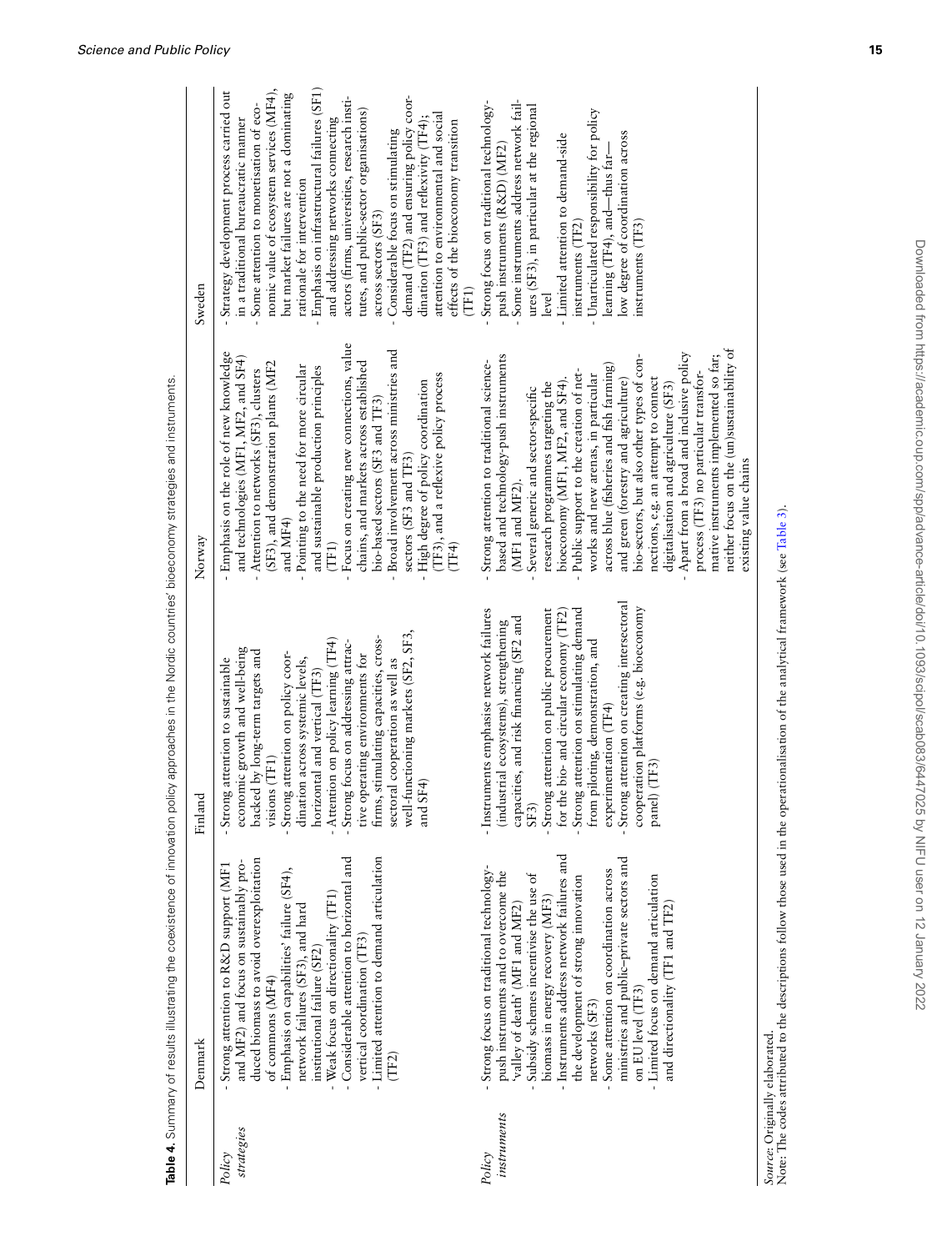**Table 4.** Summary of results illustrating the coexistence of innovation policy approaches in the Nordic countries' bioeconomy strategies and instruments.

| | Denmark | Finland | Norway | Sweden |
|---|---|---|---|---|
| *Policy strategies* | - Strong attention to R&D support (MF1 and MF2) and focus on sustainably produced biomass to avoid overexploitation of commons (MF4)<br>- Emphasis on capabilities' failure (SF4), network failures (SF3), and hard institutional failure (SF2)<br>- Weak focus on directionality (TF1)<br>- Considerable attention to horizontal and vertical coordination (TF3)<br>- Limited attention to demand articulation (TF2) | - Strong attention to sustainable economic growth and well-being backed by long-term targets and visions (TF1)<br>- Strong attention on policy coordination across systemic levels, horizontal and vertical (TF3)<br>- Attention on policy learning (TF4)<br>- Strong focus on addressing attractive operating environments for firms, stimulating capacities, cross-sectoral cooperation as well as well-functioning markets (SF2, SF3, and SF4) | - Emphasis on the role of new knowledge and technologies (MF1, MF2, and SF4)<br>- Attention to networks (SF3), clusters (SF3), and demonstration plants (MF2 and MF4)<br>- Pointing to the need for more circular and sustainable production principles (TF1)<br>- Focus on creating new connections, value chains, and markets across established bio-based sectors (SF3 and TF3)<br>- Broad involvement across ministries and sectors (SF3 and TF3)<br>- High degree of policy coordination (TF3), and a reflexive policy process (TF4) | - Strategy development process carried out in a traditional bureaucratic manner<br>- Some attention to monetisation of economic value of ecosystem services (MF4), but market failures are not a dominating rationale for intervention<br>- Emphasis on infrastructural failures (SF1) and addressing networks connecting actors (firms, universities, research institutes, and public-sector organisations) across sectors (SF3)<br>- Considerable focus on stimulating demand (TF2) and ensuring policy coordination (TF3) and reflexivity (TF4); attention to environmental and social effects of the bioeconomy transition (TF1) |
| *Policy instruments* | - Strong focus on traditional technology-push instruments and to overcome the 'valley of death' (MF1 and MF2)<br>- Subsidy schemes incentivise the use of biomass in energy recovery (MF3)<br>- Instruments address network failures and the development of strong innovation networks (SF3)<br>- Some attention on coordination across ministries and public–private sectors and on EU level (TF3)<br>- Limited focus on demand articulation and directionality (TF1 and TF2) | - Instruments emphasise network failures (industrial ecosystems), strengthening capacities, and risk financing (SF2 and SF3)<br>- Strong attention on public procurement for the bio- and circular economy (TF2)<br>- Strong attention on stimulating demand from piloting, demonstration, and experimentation (TF4)<br>- Strong attention on creating intersectoral cooperation platforms (e.g. bioeconomy panel) (TF3) | - Strong attention to traditional science-based and technology-push instruments (MF1 and MF2).<br>- Several generic and sector-specific research programmes targeting the bioeconomy (MF1, MF2, and SF4).<br>- Public support to the creation of networks and new arenas, in particular across blue (fisheries and fish farming) and green (forestry and agriculture) bio-sectors, but also other types of connections, e.g. an attempt to connect digitalisation and agriculture (SF3)<br>- Apart from a broad and inclusive policy process (TF3) no particular transformative instruments implemented so far; neither focus on the (un)sustainability of existing value chains | - Strong focus on traditional technology-push instruments (R&D) (MF2)<br>- Some instruments address network failures (SF3), in particular at the regional level<br>- Limited attention to demand-side instruments (TF2)<br>- Unarticulated responsibility for policy learning (TF4), and—thus far—low degree of coordination across instruments (TF3) |

*Source:* Originally elaborated.
Note: The codes attributed to the descriptions follow those used in the operationalisation of the analytical framework (see Table 3).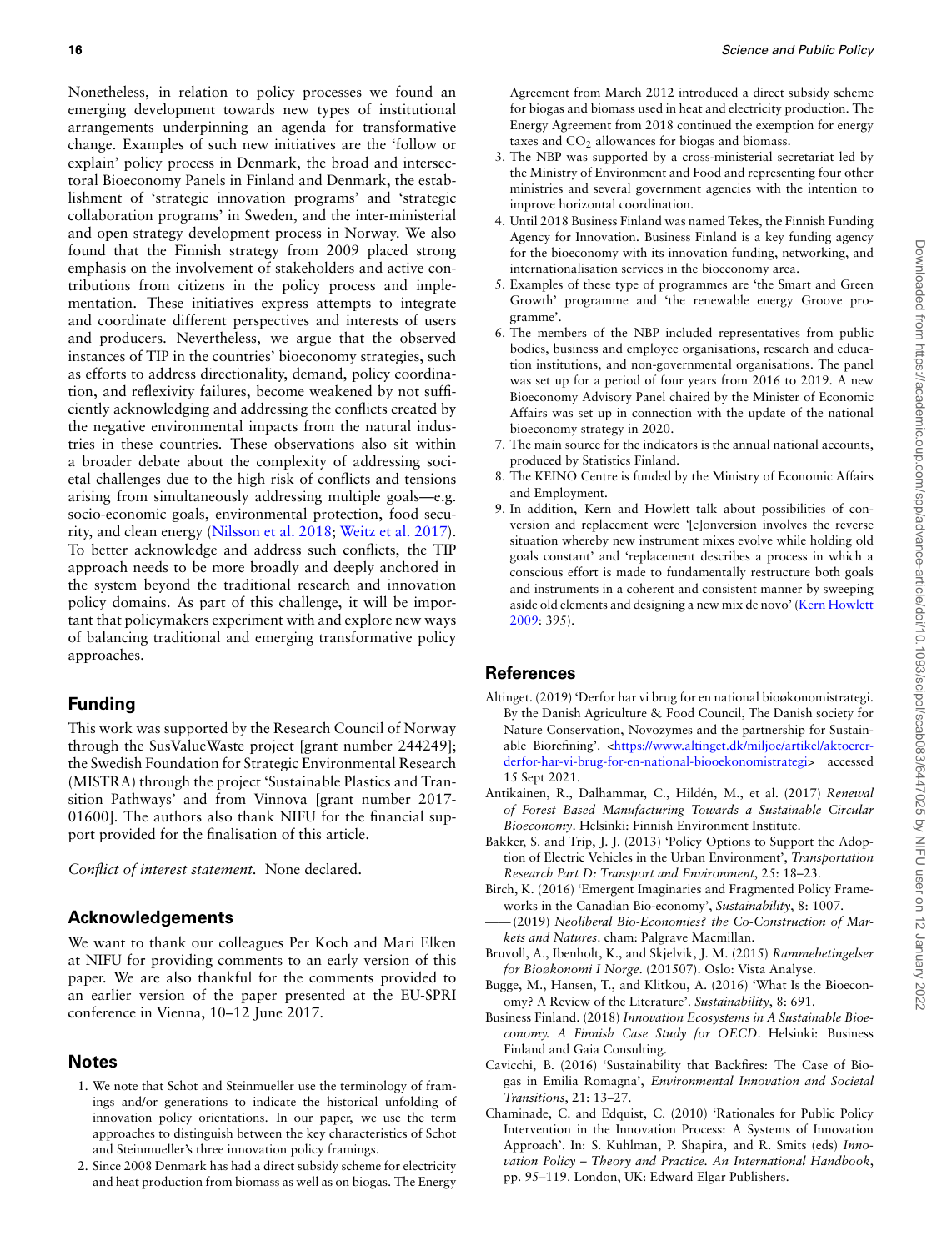Nonetheless, in relation to policy processes we found an emerging development towards new types of institutional arrangements underpinning an agenda for transformative change. Examples of such new initiatives are the 'follow or explain' policy process in Denmark, the broad and intersectoral Bioeconomy Panels in Finland and Denmark, the establishment of 'strategic innovation programs' and 'strategic collaboration programs' in Sweden, and the inter-ministerial and open strategy development process in Norway. We also found that the Finnish strategy from 2009 placed strong emphasis on the involvement of stakeholders and active contributions from citizens in the policy process and implementation. These initiatives express attempts to integrate and coordinate different perspectives and interests of users and producers. Nevertheless, we argue that the observed instances of TIP in the countries' bioeconomy strategies, such as efforts to address directionality, demand, policy coordination, and reflexivity failures, become weakened by not sufficiently acknowledging and addressing the conflicts created by the negative environmental impacts from the natural industries in these countries. These observations also sit within a broader debate about the complexity of addressing societal challenges due to the high risk of conflicts and tensions arising from simultaneously addressing multiple goals—e.g. socio-economic goals, environmental protection, food security, and clean energy (Nilsson et al. 2018; Weitz et al. 2017). To better acknowledge and address such conflicts, the TIP approach needs to be more broadly and deeply anchored in the system beyond the traditional research and innovation policy domains. As part of this challenge, it will be important that policymakers experiment with and explore new ways of balancing traditional and emerging transformative policy approaches.

## Funding

This work was supported by the Research Council of Norway through the SusValueWaste project [grant number 244249]; the Swedish Foundation for Strategic Environmental Research (MISTRA) through the project 'Sustainable Plastics and Transition Pathways' and from Vinnova [grant number 2017-01600]. The authors also thank NIFU for the financial support provided for the finalisation of this article.

*Conflict of interest statement.* None declared.

## Acknowledgements

We want to thank our colleagues Per Koch and Mari Elken at NIFU for providing comments to an early version of this paper. We are also thankful for the comments provided to an earlier version of the paper presented at the EU-SPRI conference in Vienna, 10–12 June 2017.

## Notes

1. We note that Schot and Steinmueller use the terminology of framings and/or generations to indicate the historical unfolding of innovation policy orientations. In our paper, we use the term approaches to distinguish between the key characteristics of Schot and Steinmueller's three innovation policy framings.
2. Since 2008 Denmark has had a direct subsidy scheme for electricity and heat production from biomass as well as on biogas. The Energy Agreement from March 2012 introduced a direct subsidy scheme for biogas and biomass used in heat and electricity production. The Energy Agreement from 2018 continued the exemption for energy taxes and $CO_2$ allowances for biogas and biomass.
3. The NBP was supported by a cross-ministerial secretariat led by the Ministry of Environment and Food and representing four other ministries and several government agencies with the intention to improve horizontal coordination.
4. Until 2018 Business Finland was named Tekes, the Finnish Funding Agency for Innovation. Business Finland is a key funding agency for the bioeconomy with its innovation funding, networking, and internationalisation services in the bioeconomy area.
5. Examples of these type of programmes are 'the Smart and Green Growth' programme and 'the renewable energy Groove programme'.
6. The members of the NBP included representatives from public bodies, business and employee organisations, research and education institutions, and non-governmental organisations. The panel was set up for a period of four years from 2016 to 2019. A new Bioeconomy Advisory Panel chaired by the Minister of Economic Affairs was set up in connection with the update of the national bioeconomy strategy in 2020.
7. The main source for the indicators is the annual national accounts, produced by Statistics Finland.
8. The KEINO Centre is funded by the Ministry of Economic Affairs and Employment.
9. In addition, Kern and Howlett talk about possibilities of conversion and replacement were '[c]onversion involves the reverse situation whereby new instrument mixes evolve while holding old goals constant' and 'replacement describes a process in which a conscious effort is made to fundamentally restructure both goals and instruments in a coherent and consistent manner by sweeping aside old elements and designing a new mix de novo' (Kern Howlett 2009: 395).

## References

Altinget. (2019) 'Derfor har vi brug for en national bioøkonomistrategi. By the Danish Agriculture & Food Council, The Danish society for Nature Conservation, Novozymes and the partnership for Sustainable Biorefining'. <https://www.altinget.dk/miljoe/artikel/aktoerer-derfor-har-vi-brug-for-en-national-biooekonomistrategi> accessed 15 Sept 2021.

Antikainen, R., Dalhammar, C., Hildén, M., et al. (2017) *Renewal of Forest Based Manufacturing Towards a Sustainable Circular Bioeconomy*. Helsinki: Finnish Environment Institute.

Bakker, S. and Trip, J. J. (2013) 'Policy Options to Support the Adoption of Electric Vehicles in the Urban Environment', *Transportation Research Part D: Transport and Environment*, 25: 18–23.

Birch, K. (2016) 'Emergent Imaginaries and Fragmented Policy Frameworks in the Canadian Bio-economy', *Sustainability*, 8: 1007.

—— (2019) *Neoliberal Bio-Economies? the Co-Construction of Markets and Natures*. cham: Palgrave Macmillan.

Bruvoll, A., Ibenholt, K., and Skjelvik, J. M. (2015) *Rammebetingelser for Bioøkonomi I Norge*. (201507). Oslo: Vista Analyse.

Bugge, M., Hansen, T., and Klitkou, A. (2016) 'What Is the Bioeconomy? A Review of the Literature'. *Sustainability*, 8: 691.

Business Finland. (2018) *Innovation Ecosystems in A Sustainable Bioeconomy. A Finnish Case Study for OECD*. Helsinki: Business Finland and Gaia Consulting.

Cavicchi, B. (2016) 'Sustainability that Backfires: The Case of Biogas in Emilia Romagna', *Environmental Innovation and Societal Transitions*, 21: 13–27.

Chaminade, C. and Edquist, C. (2010) 'Rationales for Public Policy Intervention in the Innovation Process: A Systems of Innovation Approach'. In: S. Kuhlman, P. Shapira, and R. Smits (eds) *Innovation Policy – Theory and Practice. An International Handbook*, pp. 95–119. London, UK: Edward Elgar Publishers.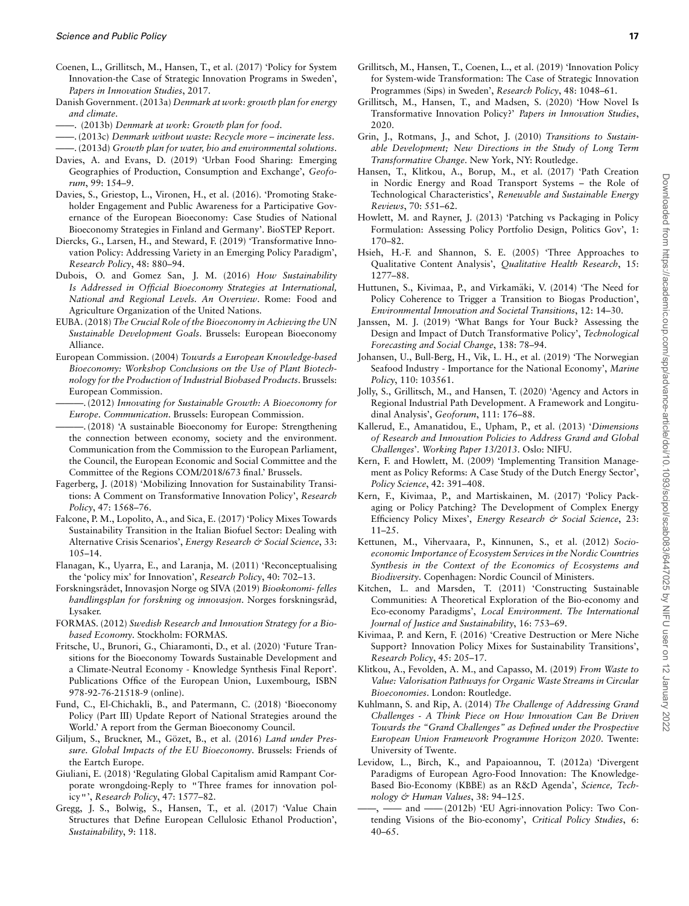Coenen, L., Grillitsch, M., Hansen, T., et al. (2017) 'Policy for System Innovation-the Case of Strategic Innovation Programs in Sweden', *Papers in Innovation Studies*, 2017.

Danish Government. (2013a) *Denmark at work: growth plan for energy and climate*.

——. (2013b) *Denmark at work: Growth plan for food*.

——. (2013c) *Denmark without waste: Recycle more – incinerate less*.

——. (2013d) *Growth plan for water, bio and environmental solutions*.

Davies, A. and Evans, D. (2019) 'Urban Food Sharing: Emerging Geographies of Production, Consumption and Exchange', *Geoforum*, 99: 154–9.

Davies, S., Griestop, L., Vironen, H., et al. (2016). 'Promoting Stakeholder Engagement and Public Awareness for a Participative Governance of the European Bioeconomy: Case Studies of National Bioeconomy Strategies in Finland and Germany'. BioSTEP Report.

Diercks, G., Larsen, H., and Steward, F. (2019) 'Transformative Innovation Policy: Addressing Variety in an Emerging Policy Paradigm', *Research Policy*, 48: 880–94.

Dubois, O. and Gomez San, J. M. (2016) *How Sustainability Is Addressed in Official Bioeconomy Strategies at International, National and Regional Levels. An Overview*. Rome: Food and Agriculture Organization of the United Nations.

EUBA. (2018) *The Crucial Role of the Bioeconomy in Achieving the UN Sustainable Development Goals*. Brussels: European Bioeconomy Alliance.

European Commission. (2004) *Towards a European Knowledge-based Bioeconomy: Workshop Conclusions on the Use of Plant Biotechnology for the Production of Industrial Biobased Products*. Brussels: European Commission.

———. (2012) *Innovating for Sustainable Growth: A Bioeconomy for Europe. Communication*. Brussels: European Commission.

———. (2018) 'A sustainable Bioeconomy for Europe: Strengthening the connection between economy, society and the environment. Communication from the Commission to the European Parliament, the Council, the European Economic and Social Committee and the Committee of the Regions COM/2018/673 final.' Brussels.

Fagerberg, J. (2018) 'Mobilizing Innovation for Sustainability Transitions: A Comment on Transformative Innovation Policy', *Research Policy*, 47: 1568–76.

Falcone, P. M., Lopolito, A., and Sica, E. (2017) 'Policy Mixes Towards Sustainability Transition in the Italian Biofuel Sector: Dealing with Alternative Crisis Scenarios', *Energy Research & Social Science*, 33: 105–14.

Flanagan, K., Uyarra, E., and Laranja, M. (2011) 'Reconceptualising the 'policy mix' for Innovation', *Research Policy*, 40: 702–13.

Forskningsrådet, Innovasjon Norge og SIVA (2019) *Bioøkonomi- felles handlingsplan for forskning og innovasjon*. Norges forskningsråd, Lysaker.

FORMAS. (2012) *Swedish Research and Innovation Strategy for a Bio-based Economy*. Stockholm: FORMAS.

Fritsche, U., Brunori, G., Chiaramonti, D., et al. (2020) 'Future Transitions for the Bioeconomy Towards Sustainable Development and a Climate-Neutral Economy - Knowledge Synthesis Final Report'. Publications Office of the European Union, Luxembourg, ISBN 978-92-76-21518-9 (online).

Fund, C., El-Chichakli, B., and Patermann, C. (2018) 'Bioeconomy Policy (Part III) Update Report of National Strategies around the World.' A report from the German Bioeconomy Council.

Giljum, S., Bruckner, M., Gözet, B., et al. (2016) *Land under Pressure. Global Impacts of the EU Bioeconomy*. Brussels: Friends of the Eartch Europe.

Giuliani, E. (2018) 'Regulating Global Capitalism amid Rampant Corporate wrongdoing-Reply to "Three frames for innovation policy"', *Research Policy*, 47: 1577–82.

Gregg, J. S., Bolwig, S., Hansen, T., et al. (2017) 'Value Chain Structures that Define European Cellulosic Ethanol Production', *Sustainability*, 9: 118.

Grillitsch, M., Hansen, T., Coenen, L., et al. (2019) 'Innovation Policy for System-wide Transformation: The Case of Strategic Innovation Programmes (Sips) in Sweden', *Research Policy*, 48: 1048–61.

Grillitsch, M., Hansen, T., and Madsen, S. (2020) 'How Novel Is Transformative Innovation Policy?' *Papers in Innovation Studies*, 2020.

Grin, J., Rotmans, J., and Schot, J. (2010) *Transitions to Sustainable Development; New Directions in the Study of Long Term Transformative Change*. New York, NY: Routledge.

Hansen, T., Klitkou, A., Borup, M., et al. (2017) 'Path Creation in Nordic Energy and Road Transport Systems – the Role of Technological Characteristics', *Renewable and Sustainable Energy Reviews*, 70: 551–62.

Howlett, M. and Rayner, J. (2013) 'Patching vs Packaging in Policy Formulation: Assessing Policy Portfolio Design, Politics Gov', 1: 170–82.

Hsieh, H.-F. and Shannon, S. E. (2005) 'Three Approaches to Qualitative Content Analysis', *Qualitative Health Research*, 15: 1277–88.

Huttunen, S., Kivimaa, P., and Virkamäki, V. (2014) 'The Need for Policy Coherence to Trigger a Transition to Biogas Production', *Environmental Innovation and Societal Transitions*, 12: 14–30.

Janssen, M. J. (2019) 'What Bangs for Your Buck? Assessing the Design and Impact of Dutch Transformative Policy', *Technological Forecasting and Social Change*, 138: 78–94.

Johansen, U., Bull-Berg, H., Vik, L. H., et al. (2019) 'The Norwegian Seafood Industry - Importance for the National Economy', *Marine Policy*, 110: 103561.

Jolly, S., Grillitsch, M., and Hansen, T. (2020) 'Agency and Actors in Regional Industrial Path Development. A Framework and Longitudinal Analysis', *Geoforum*, 111: 176–88.

Kallerud, E., Amanatidou, E., Upham, P., et al. (2013) '*Dimensions of Research and Innovation Policies to Address Grand and Global Challenges*'. *Working Paper 13/2013*. Oslo: NIFU.

Kern, F. and Howlett, M. (2009) 'Implementing Transition Management as Policy Reforms: A Case Study of the Dutch Energy Sector', *Policy Science*, 42: 391–408.

Kern, F., Kivimaa, P., and Martiskainen, M. (2017) 'Policy Packaging or Policy Patching? The Development of Complex Energy Efficiency Policy Mixes', *Energy Research & Social Science*, 23: 11–25.

Kettunen, M., Vihervaara, P., Kinnunen, S., et al. (2012) *Socio-economic Importance of Ecosystem Services in the Nordic Countries Synthesis in the Context of the Economics of Ecosystems and Biodiversity*. Copenhagen: Nordic Council of Ministers.

Kitchen, L. and Marsden, T. (2011) 'Constructing Sustainable Communities: A Theoretical Exploration of the Bio-economy and Eco-economy Paradigms', *Local Environment. The International Journal of Justice and Sustainability*, 16: 753–69.

Kivimaa, P. and Kern, F. (2016) 'Creative Destruction or Mere Niche Support? Innovation Policy Mixes for Sustainability Transitions', *Research Policy*, 45: 205–17.

Klitkou, A., Fevolden, A. M., and Capasso, M. (2019) *From Waste to Value: Valorisation Pathways for Organic Waste Streams in Circular Bioeconomies*. London: Routledge.

Kuhlmann, S. and Rip, A. (2014) *The Challenge of Addressing Grand Challenges - A Think Piece on How Innovation Can Be Driven Towards the "Grand Challenges" as Defined under the Prospective European Union Framework Programme Horizon 2020*. Twente: University of Twente.

Levidow, L., Birch, K., and Papaioannou, T. (2012a) 'Divergent Paradigms of European Agro-Food Innovation: The Knowledge-Based Bio-Economy (KBBE) as an R&D Agenda', *Science, Technology & Human Values*, 38: 94–125.

——, —— and —— (2012b) 'EU Agri-innovation Policy: Two Contending Visions of the Bio-economy', *Critical Policy Studies*, 6: 40–65.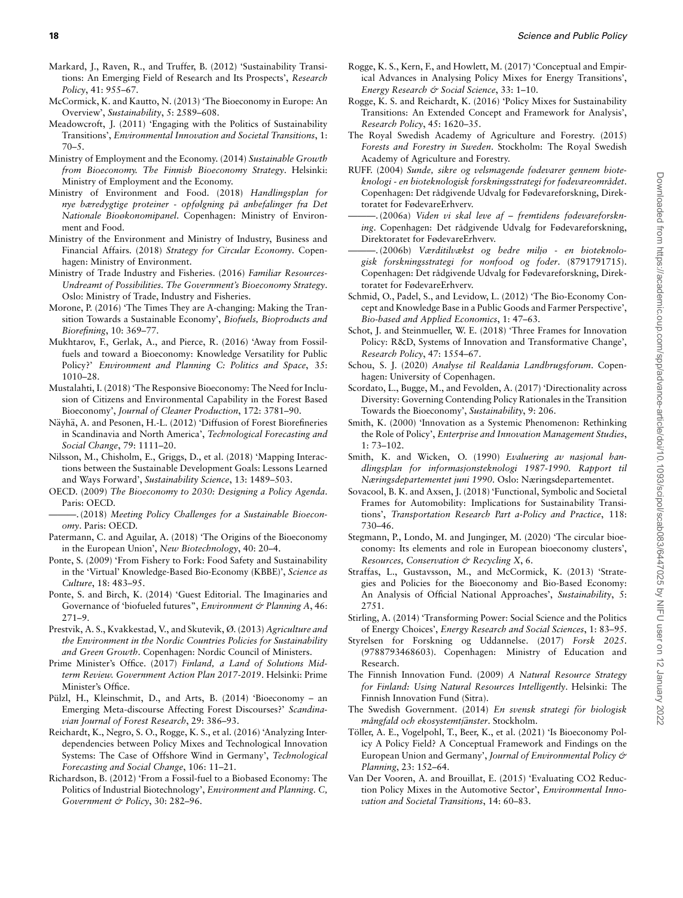Markard, J., Raven, R., and Truffer, B. (2012) 'Sustainability Transitions: An Emerging Field of Research and Its Prospects', *Research Policy*, 41: 955–67.

McCormick, K. and Kautto, N. (2013) 'The Bioeconomy in Europe: An Overview', *Sustainability*, 5: 2589–608.

Meadowcroft, J. (2011) 'Engaging with the Politics of Sustainability Transitions', *Environmental Innovation and Societal Transitions*, 1: 70–5.

Ministry of Employment and the Economy. (2014) *Sustainable Growth from Bioeconomy. The Finnish Bioeconomy Strategy*. Helsinki: Ministry of Employment and the Economy.

Ministry of Environment and Food. (2018) *Handlingsplan for nye bæredygtige proteiner - opfølgning på anbefalinger fra Det Nationale Bioøkonomipanel*. Copenhagen: Ministry of Environment and Food.

Ministry of the Environment and Ministry of Industry, Business and Financial Affairs. (2018) *Strategy for Circular Economy*. Copenhagen: Ministry of Environment.

Ministry of Trade Industry and Fisheries. (2016) *Familiar Resources-Undreamt of Possibilities. The Government's Bioeconomy Strategy*. Oslo: Ministry of Trade, Industry and Fisheries.

Morone, P. (2016) 'The Times They are A-changing: Making the Transition Towards a Sustainable Economy', *Biofuels, Bioproducts and Biorefining*, 10: 369–77.

Mukhtarov, F., Gerlak, A., and Pierce, R. (2016) 'Away from Fossil-fuels and toward a Bioeconomy: Knowledge Versatility for Public Policy?' *Environment and Planning C: Politics and Space*, 35: 1010–28.

Mustalahti, I. (2018) 'The Responsive Bioeconomy: The Need for Inclusion of Citizens and Environmental Capability in the Forest Based Bioeconomy', *Journal of Cleaner Production*, 172: 3781–90.

Näyhä, A. and Pesonen, H.-L. (2012) 'Diffusion of Forest Biorefineries in Scandinavia and North America', *Technological Forecasting and Social Change*, 79: 1111–20.

Nilsson, M., Chisholm, E., Griggs, D., et al. (2018) 'Mapping Interactions between the Sustainable Development Goals: Lessons Learned and Ways Forward', *Sustainability Science*, 13: 1489–503.

OECD. (2009) *The Bioeconomy to 2030: Designing a Policy Agenda*. Paris: OECD.

———. (2018) *Meeting Policy Challenges for a Sustainable Bioeconomy*. Paris: OECD.

Patermann, C. and Aguilar, A. (2018) 'The Origins of the Bioeconomy in the European Union', *New Biotechnology*, 40: 20–4.

Ponte, S. (2009) 'From Fishery to Fork: Food Safety and Sustainability in the 'Virtual' Knowledge-Based Bio-Economy (KBBE)', *Science as Culture*, 18: 483–95.

Ponte, S. and Birch, K. (2014) 'Guest Editorial. The Imaginaries and Governance of 'biofueled futures'', *Environment & Planning A*, 46: 271–9.

Prestvik, A. S., Kvakkestad, V., and Skutevik, Ø. (2013) *Agriculture and the Environment in the Nordic Countries Policies for Sustainability and Green Growth*. Copenhagen: Nordic Council of Ministers.

Prime Minister's Office. (2017) *Finland, a Land of Solutions Mid-term Review. Government Action Plan 2017-2019*. Helsinki: Prime Minister's Office.

Pülzl, H., Kleinschmit, D., and Arts, B. (2014) 'Bioeconomy – an Emerging Meta-discourse Affecting Forest Discourses?' *Scandinavian Journal of Forest Research*, 29: 386–93.

Reichardt, K., Negro, S. O., Rogge, K. S., et al. (2016) 'Analyzing Interdependencies between Policy Mixes and Technological Innovation Systems: The Case of Offshore Wind in Germany', *Technological Forecasting and Social Change*, 106: 11–21.

Richardson, B. (2012) 'From a Fossil-fuel to a Biobased Economy: The Politics of Industrial Biotechnology', *Environment and Planning. C, Government & Policy*, 30: 282–96.

Rogge, K. S., Kern, F., and Howlett, M. (2017) 'Conceptual and Empirical Advances in Analysing Policy Mixes for Energy Transitions', *Energy Research & Social Science*, 33: 1–10.

Rogge, K. S. and Reichardt, K. (2016) 'Policy Mixes for Sustainability Transitions: An Extended Concept and Framework for Analysis', *Research Policy*, 45: 1620–35.

The Royal Swedish Academy of Agriculture and Forestry. (2015) *Forests and Forestry in Sweden*. Stockholm: The Royal Swedish Academy of Agriculture and Forestry.

RUFF. (2004) *Sunde, sikre og velsmagende fødevarer gennem bioteknologi - en bioteknologisk forskningsstrategi for fødevareområdet*. Copenhagen: Det rådgivende Udvalg for Fødevareforskning, Direktoratet for FødevareErhverv.

———. (2006a) *Viden vi skal leve af – fremtidens fødevareforskning*. Copenhagen: Det rådgivende Udvalg for Fødevareforskning, Direktoratet for FødevareErhverv.

———. (2006b) *Værditilvækst og bedre miljø - en bioteknologisk forskningsstrategi for nonfood og foder*. (8791791715). Copenhagen: Det rådgivende Udvalg for Fødevareforskning, Direktoratet for FødevareErhverv.

Schmid, O., Padel, S., and Levidow, L. (2012) 'The Bio-Economy Concept and Knowledge Base in a Public Goods and Farmer Perspective', *Bio-based and Applied Economics*, 1: 47–63.

Schot, J. and Steinmueller, W. E. (2018) 'Three Frames for Innovation Policy: R&D, Systems of Innovation and Transformative Change', *Research Policy*, 47: 1554–67.

Schou, S. J. (2020) *Analyse til Realdania Landbrugsforum*. Copenhagen: University of Copenhagen.

Scordato, L., Bugge, M., and Fevolden, A. (2017) 'Directionality across Diversity: Governing Contending Policy Rationales in the Transition Towards the Bioeconomy', *Sustainability*, 9: 206.

Smith, K. (2000) 'Innovation as a Systemic Phenomenon: Rethinking the Role of Policy', *Enterprise and Innovation Management Studies*, 1: 73–102.

Smith, K. and Wicken, O. (1990) *Evaluering av nasjonal handlingsplan for informasjonsteknologi 1987-1990. Rapport til Næringsdepartementet juni 1990*. Oslo: Næringsdepartementet.

Sovacool, B. K. and Axsen, J. (2018) 'Functional, Symbolic and Societal Frames for Automobility: Implications for Sustainability Transitions', *Transportation Research Part a-Policy and Practice*, 118: 730–46.

Stegmann, P., Londo, M. and Junginger, M. (2020) 'The circular bioeconomy: Its elements and role in European bioeconomy clusters', *Resources, Conservation & Recycling X*, 6.

Straffas, L., Gustavsson, M., and McCormick, K. (2013) 'Strategies and Policies for the Bioeconomy and Bio-Based Economy: An Analysis of Official National Approaches', *Sustainability*, 5: 2751.

Stirling, A. (2014) 'Transforming Power: Social Science and the Politics of Energy Choices', *Energy Research and Social Sciences*, 1: 83–95.

Styrelsen for Forskning og Uddannelse. (2017) *Forsk 2025*. (9788793468603). Copenhagen: Ministry of Education and Research.

The Finnish Innovation Fund. (2009) *A Natural Resource Strategy for Finland: Using Natural Resources Intelligently*. Helsinki: The Finnish Innovation Fund (Sitra).

The Swedish Government. (2014) *En svensk strategi för biologisk mångfald och ekosystemtjänster*. Stockholm.

Töller, A. E., Vogelpohl, T., Beer, K., et al. (2021) 'Is Bioeconomy Policy A Policy Field? A Conceptual Framework and Findings on the European Union and Germany', *Journal of Environmental Policy & Planning*, 23: 152–64.

Van Der Vooren, A. and Brouillat, E. (2015) 'Evaluating CO2 Reduction Policy Mixes in the Automotive Sector', *Environmental Innovation and Societal Transitions*, 14: 60–83.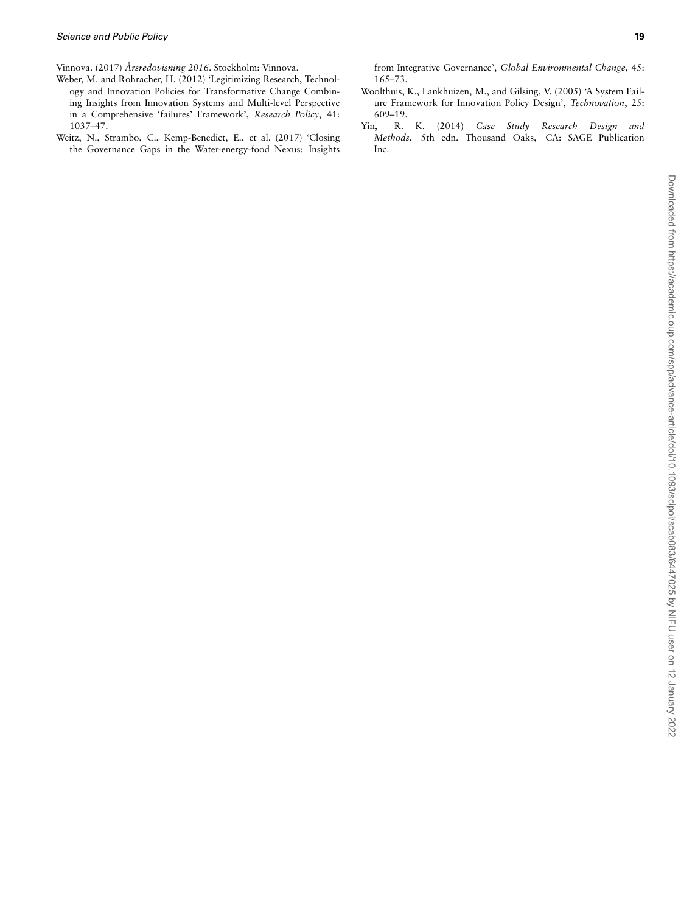Vinnova. (2017) *Årsredovisning 2016*. Stockholm: Vinnova.

Weber, M. and Rohracher, H. (2012) 'Legitimizing Research, Technology and Innovation Policies for Transformative Change Combining Insights from Innovation Systems and Multi-level Perspective in a Comprehensive 'failures' Framework', *Research Policy*, 41: 1037–47.

Weitz, N., Strambo, C., Kemp-Benedict, E., et al. (2017) 'Closing the Governance Gaps in the Water-energy-food Nexus: Insights from Integrative Governance', *Global Environmental Change*, 45: 165–73.

Woolthuis, K., Lankhuizen, M., and Gilsing, V. (2005) 'A System Failure Framework for Innovation Policy Design', *Technovation*, 25: 609–19.

Yin, R. K. (2014) *Case Study Research Design and Methods*, 5th edn. Thousand Oaks, CA: SAGE Publication Inc.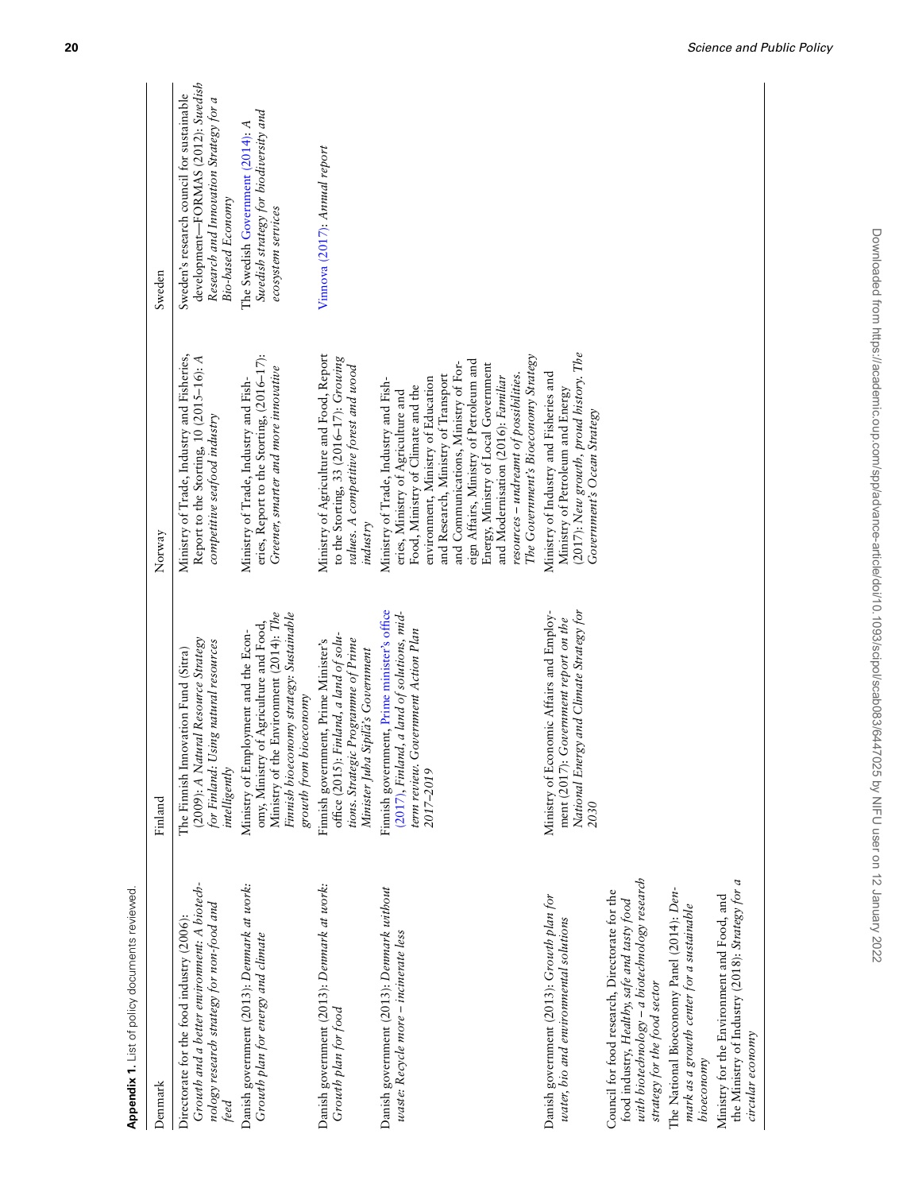**Appendix 1.** List of policy documents reviewed.

| Denmark | Finland | Norway | Sweden |
|---|---|---|---|
| Directorate for the food industry (2006): *Growth and a better environment: A biotechnology research strategy for non-food and feed* | The Finnish Innovation Fund (Sitra) (2009): *A Natural Resource Strategy for Finland: Using natural resources intelligently* | Ministry of Trade, Industry and Fisheries, Report to the Storting, 10 (2015–16): *A competitive seafood industry* | Sweden's research council for sustainable development—FORMAS (2012): *Swedish Research and Innovation Strategy for a Bio-based Economy* |
| Danish government (2013): *Denmark at work: Growth plan for energy and climate* | Ministry of Employment and the Economy, Ministry of Agriculture and Food, Ministry of the Environment (2014): *The Finnish bioeconomy strategy: Sustainable growth from bioeconomy* | Ministry of Trade, Industry and Fisheries, Report to the Storting, (2016–17): *Greener, smarter and more innovative* | The Swedish Government (2014): *A Swedish strategy for biodiversity and ecosystem services* |
| Danish government (2013): *Denmark at work: Growth plan for food* | Finnish government, Prime Minister's office (2015): *Finland, a land of solutions. Strategic Programme of Prime Minister Juha Sipilä's Government* | Ministry of Agriculture and Food, Report to the Storting, 33 (2016–17): *Growing values. A competitive forest and wood industry* | Vinnova (2017): *Annual report* |
| Danish government (2013): *Denmark without waste: Recycle more – incinerate less* | Finnish government, Prime minister's office (2017), *Finland, a land of solutions, mid-term review. Government Action Plan 2017–2019* | Ministry of Trade, Industry and Fisheries, Ministry of Agriculture and Food, Ministry of Climate and the environment, Ministry of Education and Research, Ministry of Transport and Communications, Ministry of Foreign Affairs, Ministry of Petroleum and Energy, Ministry of Local Government and Modernisation (2016): *Familiar resources – undreamt of possibilities. The Government's Bioeconomy Strategy* | |
| Danish government (2013): *Growth plan for water, bio and environmental solutions* | Ministry of Economic Affairs and Employment (2017): *Government report on the National Energy and Climate Strategy for 2030* | Ministry of Industry and Fisheries and Ministry of Petroleum and Energy (2017): *New growth, proud history. The Government's Ocean Strategy* | |
| Council for food research, Directorate for the food industry, *Healthy, safe and tasty food with biotechnology – a biotechnology research strategy for the food sector* | | | |
| The National Bioeconomy Panel (2014): *Denmark as a growth center for a sustainable bioeconomy* | | | |
| Ministry for the Environment and Food, and the Ministry of Industry (2018): *Strategy for a circular economy* | | | |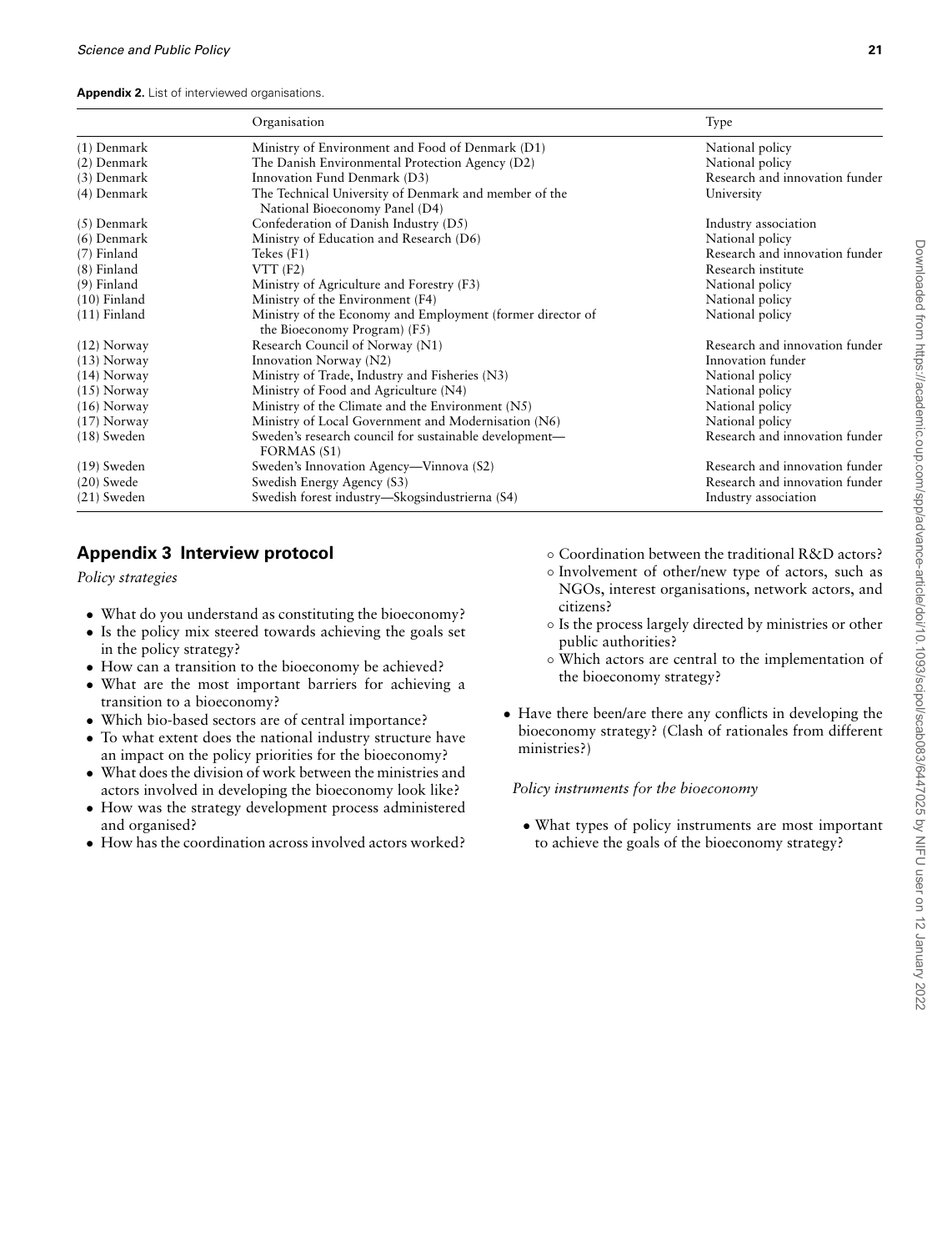**Appendix 2.** List of interviewed organisations.

| | Organisation | Type |
|---|---|---|
| (1) Denmark | Ministry of Environment and Food of Denmark (D1) | National policy |
| (2) Denmark | The Danish Environmental Protection Agency (D2) | National policy |
| (3) Denmark | Innovation Fund Denmark (D3) | Research and innovation funder |
| (4) Denmark | The Technical University of Denmark and member of the National Bioeconomy Panel (D4) | University |
| (5) Denmark | Confederation of Danish Industry (D5) | Industry association |
| (6) Denmark | Ministry of Education and Research (D6) | National policy |
| (7) Finland | Tekes (F1) | Research and innovation funder |
| (8) Finland | VTT (F2) | Research institute |
| (9) Finland | Ministry of Agriculture and Forestry (F3) | National policy |
| (10) Finland | Ministry of the Environment (F4) | National policy |
| (11) Finland | Ministry of the Economy and Employment (former director of the Bioeconomy Program) (F5) | National policy |
| (12) Norway | Research Council of Norway (N1) | Research and innovation funder |
| (13) Norway | Innovation Norway (N2) | Innovation funder |
| (14) Norway | Ministry of Trade, Industry and Fisheries (N3) | National policy |
| (15) Norway | Ministry of Food and Agriculture (N4) | National policy |
| (16) Norway | Ministry of the Climate and the Environment (N5) | National policy |
| (17) Norway | Ministry of Local Government and Modernisation (N6) | National policy |
| (18) Sweden | Sweden's research council for sustainable development—FORMAS (S1) | Research and innovation funder |
| (19) Sweden | Sweden's Innovation Agency—Vinnova (S2) | Research and innovation funder |
| (20) Swede | Swedish Energy Agency (S3) | Research and innovation funder |
| (21) Sweden | Swedish forest industry—Skogsindustrierna (S4) | Industry association |

## Appendix 3 Interview protocol

*Policy strategies*

- What do you understand as constituting the bioeconomy?
- Is the policy mix steered towards achieving the goals set in the policy strategy?
- How can a transition to the bioeconomy be achieved?
- What are the most important barriers for achieving a transition to a bioeconomy?
- Which bio-based sectors are of central importance?
- To what extent does the national industry structure have an impact on the policy priorities for the bioeconomy?
- What does the division of work between the ministries and actors involved in developing the bioeconomy look like?
- How was the strategy development process administered and organised?
- How has the coordination across involved actors worked?
  - Coordination between the traditional R&D actors?
  - Involvement of other/new type of actors, such as NGOs, interest organisations, network actors, and citizens?
  - Is the process largely directed by ministries or other public authorities?
  - Which actors are central to the implementation of the bioeconomy strategy?
- Have there been/are there any conflicts in developing the bioeconomy strategy? (Clash of rationales from different ministries?)

*Policy instruments for the bioeconomy*

- What types of policy instruments are most important to achieve the goals of the bioeconomy strategy?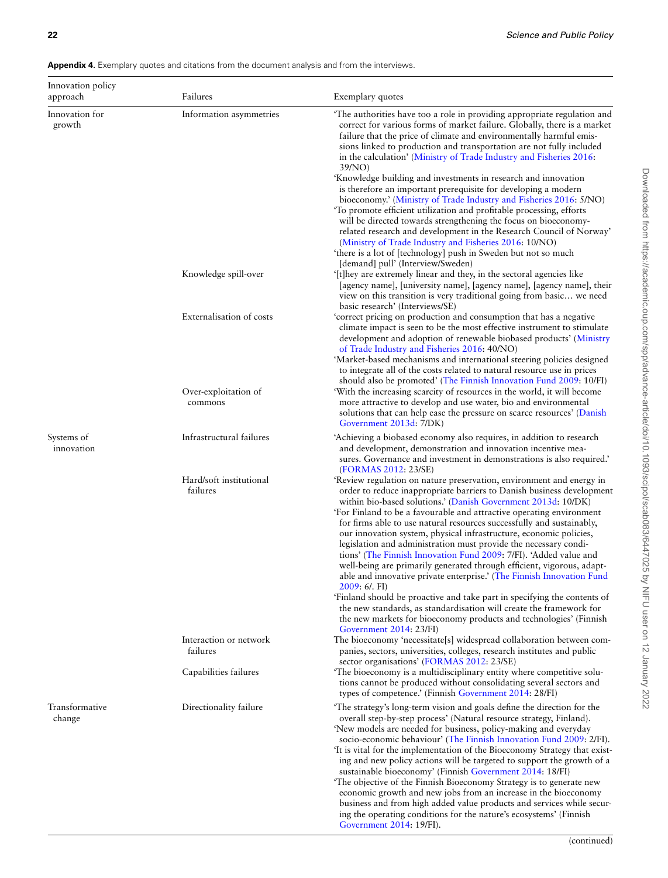**Appendix 4.** Exemplary quotes and citations from the document analysis and from the interviews.

| Innovation policy approach | Failures | Exemplary quotes |
|---|---|---|
| Innovation for growth | Information asymmetries | 'The authorities have too a role in providing appropriate regulation and correct for various forms of market failure. Globally, there is a market failure that the price of climate and environmentally harmful emissions linked to production and transportation are not fully included in the calculation' (Ministry of Trade Industry and Fisheries 2016: 39/NO)<br>'Knowledge building and investments in research and innovation is therefore an important prerequisite for developing a modern bioeconomy.' (Ministry of Trade Industry and Fisheries 2016: 5/NO)<br>'To promote efficient utilization and profitable processing, efforts will be directed towards strengthening the focus on bioeconomy-related research and development in the Research Council of Norway' (Ministry of Trade Industry and Fisheries 2016: 10/NO)<br>'there is a lot of [technology] push in Sweden but not so much [demand] pull' (Interview/Sweden) |
| | Knowledge spill-over | '[t]hey are extremely linear and they, in the sectoral agencies like [agency name], [university name], [agency name], [agency name], their view on this transition is very traditional going from basic… we need basic research' (Interviews/SE) |
| | Externalisation of costs | 'correct pricing on production and consumption that has a negative climate impact is seen to be the most effective instrument to stimulate development and adoption of renewable biobased products' (Ministry of Trade Industry and Fisheries 2016: 40/NO)<br>'Market-based mechanisms and international steering policies designed to integrate all of the costs related to natural resource use in prices should also be promoted' (The Finnish Innovation Fund 2009: 10/FI) |
| | Over-exploitation of commons | 'With the increasing scarcity of resources in the world, it will become more attractive to develop and use water, bio and environmental solutions that can help ease the pressure on scarce resources' (Danish Government 2013d: 7/DK) |
| Systems of innovation | Infrastructural failures | 'Achieving a biobased economy also requires, in addition to research and development, demonstration and innovation incentive measures. Governance and investment in demonstrations is also required.' (FORMAS 2012: 23/SE) |
| | Hard/soft institutional failures | 'Review regulation on nature preservation, environment and energy in order to reduce inappropriate barriers to Danish business development within bio-based solutions.' (Danish Government 2013d: 10/DK)<br>'For Finland to be a favourable and attractive operating environment for firms able to use natural resources successfully and sustainably, our innovation system, physical infrastructure, economic policies, legislation and administration must provide the necessary conditions' (The Finnish Innovation Fund 2009: 7/FI). 'Added value and well-being are primarily generated through efficient, vigorous, adaptable and innovative private enterprise.' (The Finnish Innovation Fund 2009: 6/. FI)<br>'Finland should be proactive and take part in specifying the contents of the new standards, as standardisation will create the framework for the new markets for bioeconomy products and technologies' (Finnish Government 2014: 23/FI) |
| | Interaction or network failures | The bioeconomy 'necessitate[s] widespread collaboration between companies, sectors, universities, colleges, research institutes and public sector organisations' (FORMAS 2012: 23/SE) |
| | Capabilities failures | 'The bioeconomy is a multidisciplinary entity where competitive solutions cannot be produced without consolidating several sectors and types of competence.' (Finnish Government 2014: 28/FI) |
| Transformative change | Directionality failure | 'The strategy's long-term vision and goals define the direction for the overall step-by-step process' (Natural resource strategy, Finland).<br>'New models are needed for business, policy-making and everyday socio-economic behaviour' (The Finnish Innovation Fund 2009: 2/FI).<br>'It is vital for the implementation of the Bioeconomy Strategy that existing and new policy actions will be targeted to support the growth of a sustainable bioeconomy' (Finnish Government 2014: 18/FI)<br>'The objective of the Finnish Bioeconomy Strategy is to generate new economic growth and new jobs from an increase in the bioeconomy business and from high added value products and services while securing the operating conditions for the nature's ecosystems' (Finnish Government 2014: 19/FI). |

(continued)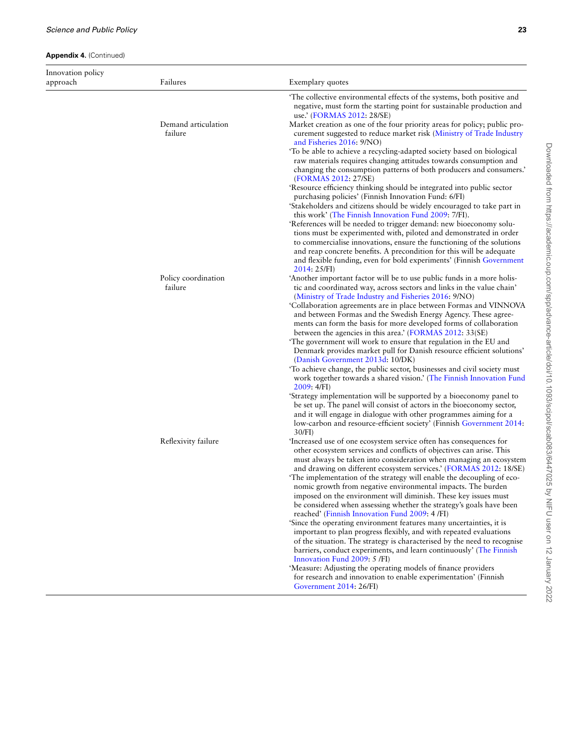**Appendix 4.** (Continued)

| Innovation policy approach | Failures | Exemplary quotes |
|---|---|---|
| | | 'The collective environmental effects of the systems, both positive and negative, must form the starting point for sustainable production and use.' (FORMAS 2012: 28/SE) |
| | Demand articulation failure | Market creation as one of the four priority areas for policy; public procurement suggested to reduce market risk (Ministry of Trade Industry and Fisheries 2016: 9/NO)<br>'To be able to achieve a recycling-adapted society based on biological raw materials requires changing attitudes towards consumption and changing the consumption patterns of both producers and consumers.' (FORMAS 2012: 27/SE)<br>'Resource efficiency thinking should be integrated into public sector purchasing policies' (Finnish Innovation Fund: 6/FI)<br>'Stakeholders and citizens should be widely encouraged to take part in this work' (The Finnish Innovation Fund 2009: 7/FI).<br>'References will be needed to trigger demand: new bioeconomy solutions must be experimented with, piloted and demonstrated in order to commercialise innovations, ensure the functioning of the solutions and reap concrete benefits. A precondition for this will be adequate and flexible funding, even for bold experiments' (Finnish Government 2014: 25/FI) |
| | Policy coordination failure | 'Another important factor will be to use public funds in a more holistic and coordinated way, across sectors and links in the value chain' (Ministry of Trade Industry and Fisheries 2016: 9/NO)<br>'Collaboration agreements are in place between Formas and VINNOVA and between Formas and the Swedish Energy Agency. These agreements can form the basis for more developed forms of collaboration between the agencies in this area.' (FORMAS 2012: 33(SE)<br>'The government will work to ensure that regulation in the EU and Denmark provides market pull for Danish resource efficient solutions' (Danish Government 2013d: 10/DK)<br>'To achieve change, the public sector, businesses and civil society must work together towards a shared vision.' (The Finnish Innovation Fund 2009: 4/FI)<br>'Strategy implementation will be supported by a bioeconomy panel to be set up. The panel will consist of actors in the bioeconomy sector, and it will engage in dialogue with other programmes aiming for a low-carbon and resource-efficient society' (Finnish Government 2014: 30/FI) |
| | Reflexivity failure | 'Increased use of one ecosystem service often has consequences for other ecosystem services and conflicts of objectives can arise. This must always be taken into consideration when managing an ecosystem and drawing on different ecosystem services.' (FORMAS 2012: 18/SE)<br>'The implementation of the strategy will enable the decoupling of economic growth from negative environmental impacts. The burden imposed on the environment will diminish. These key issues must be considered when assessing whether the strategy's goals have been reached' (Finnish Innovation Fund 2009: 4 /FI)<br>'Since the operating environment features many uncertainties, it is important to plan progress flexibly, and with repeated evaluations of the situation. The strategy is characterised by the need to recognise barriers, conduct experiments, and learn continuously' (The Finnish Innovation Fund 2009: 5 /FI)<br>'Measure: Adjusting the operating models of finance providers for research and innovation to enable experimentation' (Finnish Government 2014: 26/FI) |